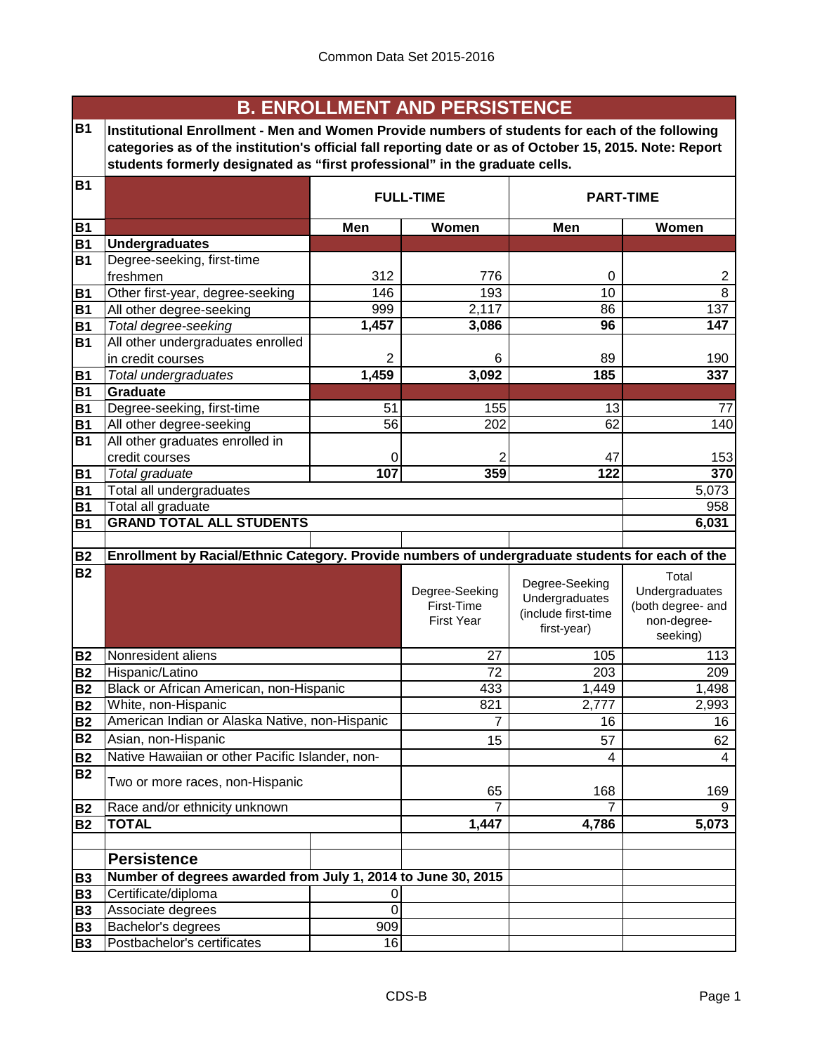## B. ENROLLMENT AND PERSISTENCE

**B1 Institutional Enrollment - Men and Women Provide numbers of students for each of the following categories as of the institution's official fall reporting date or as of October 15, 2015. Note: Report students formerly designated as "first professional" in the graduate cells.**

| | | FULL-TIME | | PART-TIME | |
|---|---|---|---|---|---|
| | | Men | Women | Men | Women |
| B1 | **Undergraduates** | | | | |
| B1 | Degree-seeking, first-time freshmen | 312 | 776 | 0 | 2 |
| B1 | Other first-year, degree-seeking | 146 | 193 | 10 | 8 |
| B1 | All other degree-seeking | 999 | 2,117 | 86 | 137 |
| B1 | *Total degree-seeking* | **1,457** | **3,086** | **96** | **147** |
| B1 | All other undergraduates enrolled in credit courses | 2 | 6 | 89 | 190 |
| B1 | *Total undergraduates* | **1,459** | **3,092** | **185** | **337** |
| B1 | **Graduate** | | | | |
| B1 | Degree-seeking, first-time | 51 | 155 | 13 | 77 |
| B1 | All other degree-seeking | 56 | 202 | 62 | 140 |
| B1 | All other graduates enrolled in credit courses | 0 | 2 | 47 | 153 |
| B1 | *Total graduate* | **107** | **359** | **122** | **370** |
| B1 | Total all undergraduates | | | | 5,073 |
| B1 | Total all graduate | | | | 958 |
| B1 | **GRAND TOTAL ALL STUDENTS** | | | | **6,031** |

**B2 Enrollment by Racial/Ethnic Category. Provide numbers of undergraduate students for each of the**

| | | Degree-Seeking First-Time First Year | Degree-Seeking Undergraduates (include first-time first-year) | Total Undergraduates (both degree- and non-degree-seeking) |
|---|---|---|---|---|
| B2 | Nonresident aliens | 27 | 105 | 113 |
| B2 | Hispanic/Latino | 72 | 203 | 209 |
| B2 | Black or African American, non-Hispanic | 433 | 1,449 | 1,498 |
| B2 | White, non-Hispanic | 821 | 2,777 | 2,993 |
| B2 | American Indian or Alaska Native, non-Hispanic | 7 | 16 | 16 |
| B2 | Asian, non-Hispanic | 15 | 57 | 62 |
| B2 | Native Hawaiian or other Pacific Islander, non- | | 4 | 4 |
| B2 | Two or more races, non-Hispanic | 65 | 168 | 169 |
| B2 | Race and/or ethnicity unknown | 7 | 7 | 9 |
| B2 | **TOTAL** | **1,447** | **4,786** | **5,073** |

### Persistence

**B3 Number of degrees awarded from July 1, 2014 to June 30, 2015**

| | | |
|---|---|---|
| B3 | Certificate/diploma | 0 |
| B3 | Associate degrees | 0 |
| B3 | Bachelor's degrees | 909 |
| B3 | Postbachelor's certificates | 16 |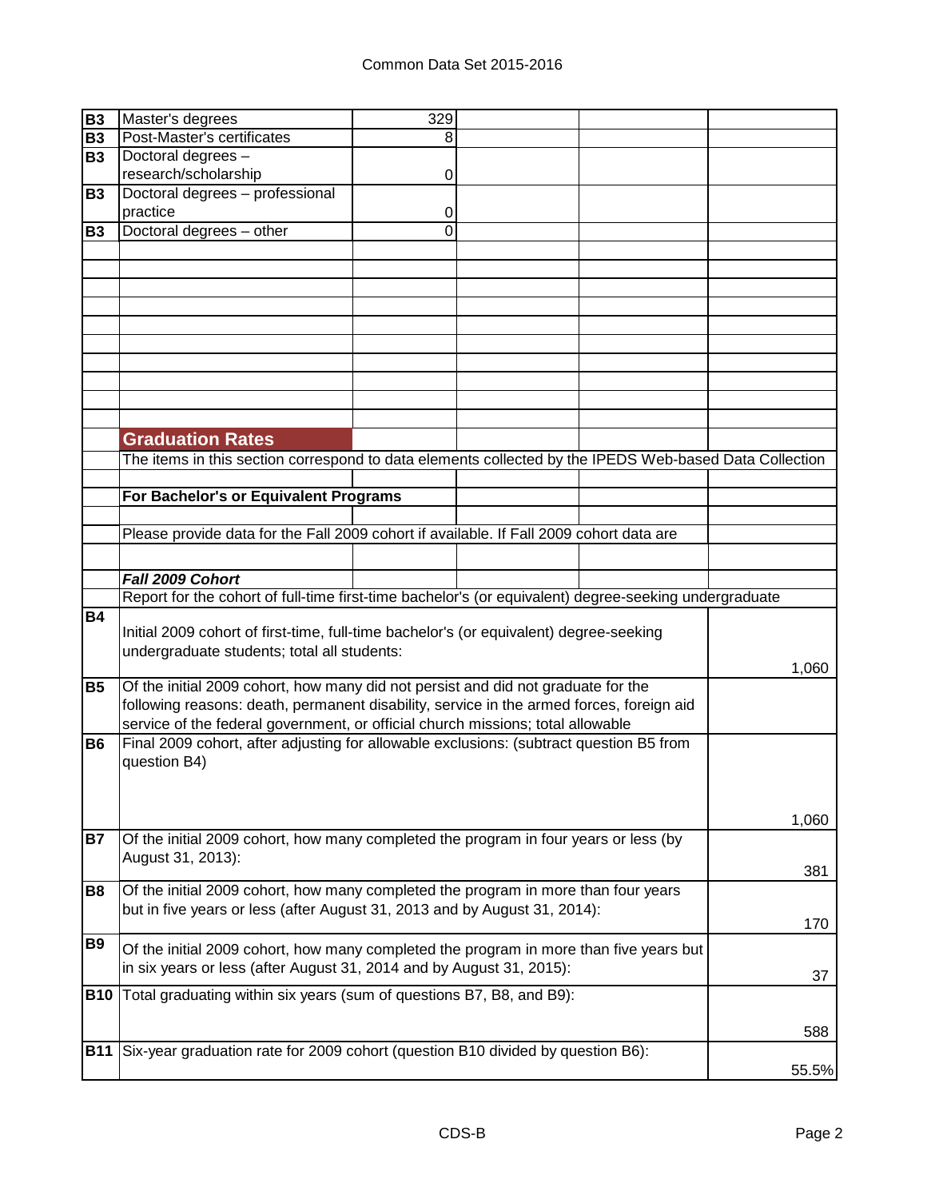| | | | | | |
|---|---|---|---|---|---|
| **B3** | Master's degrees | 329 | | | |
| **B3** | Post-Master's certificates | 8 | | | |
| **B3** | Doctoral degrees – research/scholarship | 0 | | | |
| **B3** | Doctoral degrees – professional practice | 0 | | | |
| **B3** | Doctoral degrees – other | 0 | | | |

## Graduation Rates

The items in this section correspond to data elements collected by the IPEDS Web-based Data Collection

**For Bachelor's or Equivalent Programs**

Please provide data for the Fall 2009 cohort if available. If Fall 2009 cohort data are

***Fall 2009 Cohort***

Report for the cohort of full-time first-time bachelor's (or equivalent) degree-seeking undergraduate

| | | |
|---|---|---|
| **B4** | Initial 2009 cohort of first-time, full-time bachelor's (or equivalent) degree-seeking undergraduate students; total all students: | 1,060 |
| **B5** | Of the initial 2009 cohort, how many did not persist and did not graduate for the following reasons: death, permanent disability, service in the armed forces, foreign aid service of the federal government, or official church missions; total allowable | |
| **B6** | Final 2009 cohort, after adjusting for allowable exclusions: (subtract question B5 from question B4) | 1,060 |
| **B7** | Of the initial 2009 cohort, how many completed the program in four years or less (by August 31, 2013): | 381 |
| **B8** | Of the initial 2009 cohort, how many completed the program in more than four years but in five years or less (after August 31, 2013 and by August 31, 2014): | 170 |
| **B9** | Of the initial 2009 cohort, how many completed the program in more than five years but in six years or less (after August 31, 2014 and by August 31, 2015): | 37 |
| **B10** | Total graduating within six years (sum of questions B7, B8, and B9): | 588 |
| **B11** | Six-year graduation rate for 2009 cohort (question B10 divided by question B6): | 55.5% |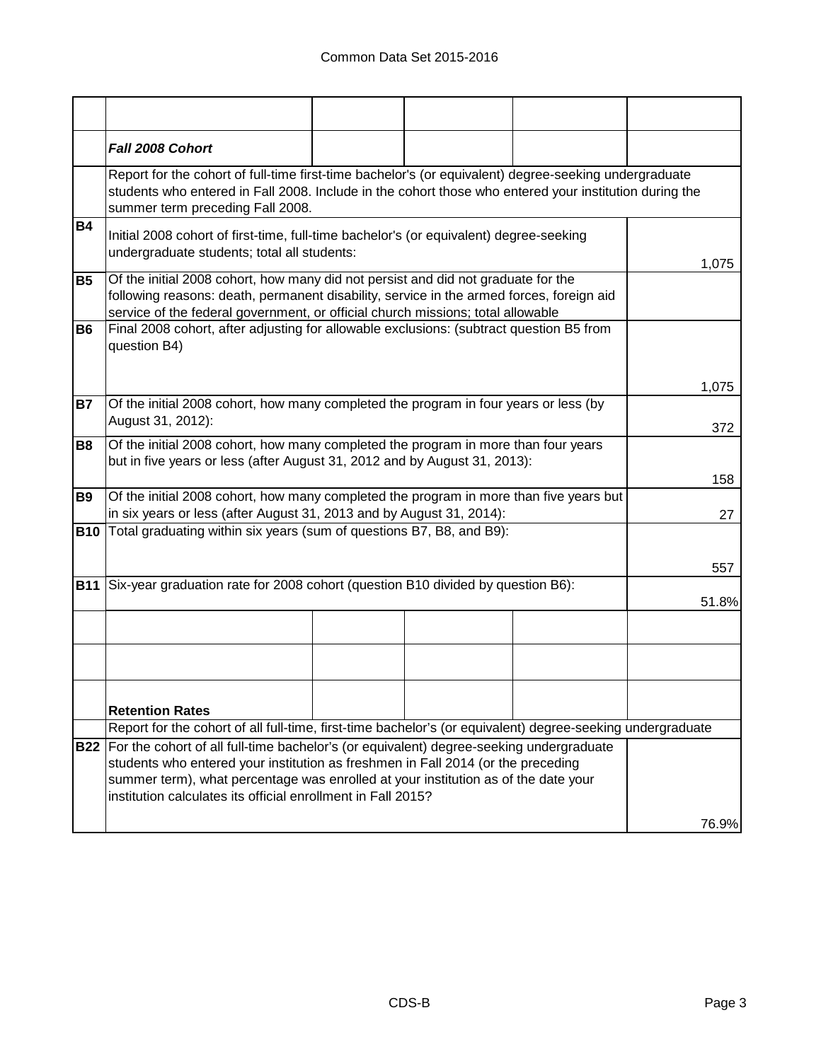| | | |
|---|---|---|
| | ***Fall 2008 Cohort*** | |
| | Report for the cohort of full-time first-time bachelor's (or equivalent) degree-seeking undergraduate students who entered in Fall 2008. Include in the cohort those who entered your institution during the summer term preceding Fall 2008. | |
| **B4** | Initial 2008 cohort of first-time, full-time bachelor's (or equivalent) degree-seeking undergraduate students; total all students: | 1,075 |
| **B5** | Of the initial 2008 cohort, how many did not persist and did not graduate for the following reasons: death, permanent disability, service in the armed forces, foreign aid service of the federal government, or official church missions; total allowable | |
| **B6** | Final 2008 cohort, after adjusting for allowable exclusions: (subtract question B5 from question B4) | 1,075 |
| **B7** | Of the initial 2008 cohort, how many completed the program in four years or less (by August 31, 2012): | 372 |
| **B8** | Of the initial 2008 cohort, how many completed the program in more than four years but in five years or less (after August 31, 2012 and by August 31, 2013): | 158 |
| **B9** | Of the initial 2008 cohort, how many completed the program in more than five years but in six years or less (after August 31, 2013 and by August 31, 2014): | 27 |
| **B10** | Total graduating within six years (sum of questions B7, B8, and B9): | 557 |
| **B11** | Six-year graduation rate for 2008 cohort (question B10 divided by question B6): | 51.8% |

| | | |
|---|---|---|
| | **Retention Rates** | |
| | Report for the cohort of all full-time, first-time bachelor's (or equivalent) degree-seeking undergraduate | |
| **B22** | For the cohort of all full-time bachelor's (or equivalent) degree-seeking undergraduate students who entered your institution as freshmen in Fall 2014 (or the preceding summer term), what percentage was enrolled at your institution as of the date your institution calculates its official enrollment in Fall 2015? | 76.9% |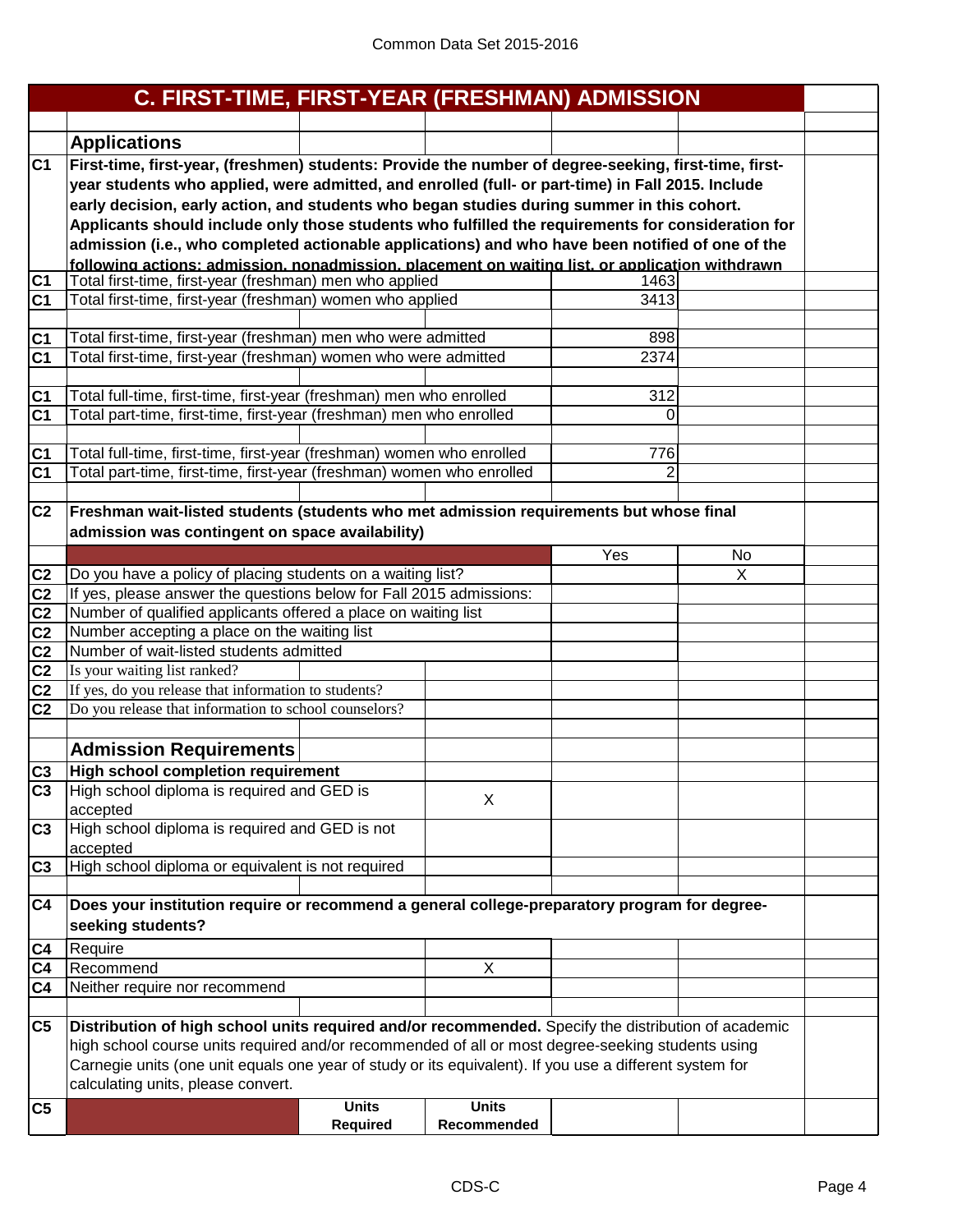## C. FIRST-TIME, FIRST-YEAR (FRESHMAN) ADMISSION

### Applications

**C1** **First-time, first-year, (freshmen) students: Provide the number of degree-seeking, first-time, first-year students who applied, were admitted, and enrolled (full- or part-time) in Fall 2015. Include early decision, early action, and students who began studies during summer in this cohort. Applicants should include only those students who fulfilled the requirements for consideration for admission (i.e., who completed actionable applications) and who have been notified of one of the following actions: admission, nonadmission, placement on waiting list, or application withdrawn**

| | | |
|---|---|---|
| C1 | Total first-time, first-year (freshman) men who applied | 1463 |
| C1 | Total first-time, first-year (freshman) women who applied | 3413 |
| C1 | Total first-time, first-year (freshman) men who were admitted | 898 |
| C1 | Total first-time, first-year (freshman) women who were admitted | 2374 |
| C1 | Total full-time, first-time, first-year (freshman) men who enrolled | 312 |
| C1 | Total part-time, first-time, first-year (freshman) men who enrolled | 0 |
| C1 | Total full-time, first-time, first-year (freshman) women who enrolled | 776 |
| C1 | Total part-time, first-time, first-year (freshman) women who enrolled | 2 |

**C2** **Freshman wait-listed students (students who met admission requirements but whose final admission was contingent on space availability)**

| | | Yes | No |
|---|---|---|---|
| C2 | Do you have a policy of placing students on a waiting list? | | X |
| C2 | If yes, please answer the questions below for Fall 2015 admissions: | | |
| C2 | Number of qualified applicants offered a place on waiting list | | |
| C2 | Number accepting a place on the waiting list | | |
| C2 | Number of wait-listed students admitted | | |
| C2 | Is your waiting list ranked? | | |
| C2 | If yes, do you release that information to students? | | |
| C2 | Do you release that information to school counselors? | | |

### Admission Requirements

**C3** **High school completion requirement**

| | | |
|---|---|---|
| C3 | High school diploma is required and GED is accepted | X |
| C3 | High school diploma is required and GED is not accepted | |
| C3 | High school diploma or equivalent is not required | |

**C4** **Does your institution require or recommend a general college-preparatory program for degree-seeking students?**

| | | |
|---|---|---|
| C4 | Require | |
| C4 | Recommend | X |
| C4 | Neither require nor recommend | |

**C5** **Distribution of high school units required and/or recommended.** Specify the distribution of academic high school course units required and/or recommended of all or most degree-seeking students using Carnegie units (one unit equals one year of study or its equivalent). If you use a different system for calculating units, please convert.

| C5 | | Units Required | Units Recommended |
|---|---|---|---|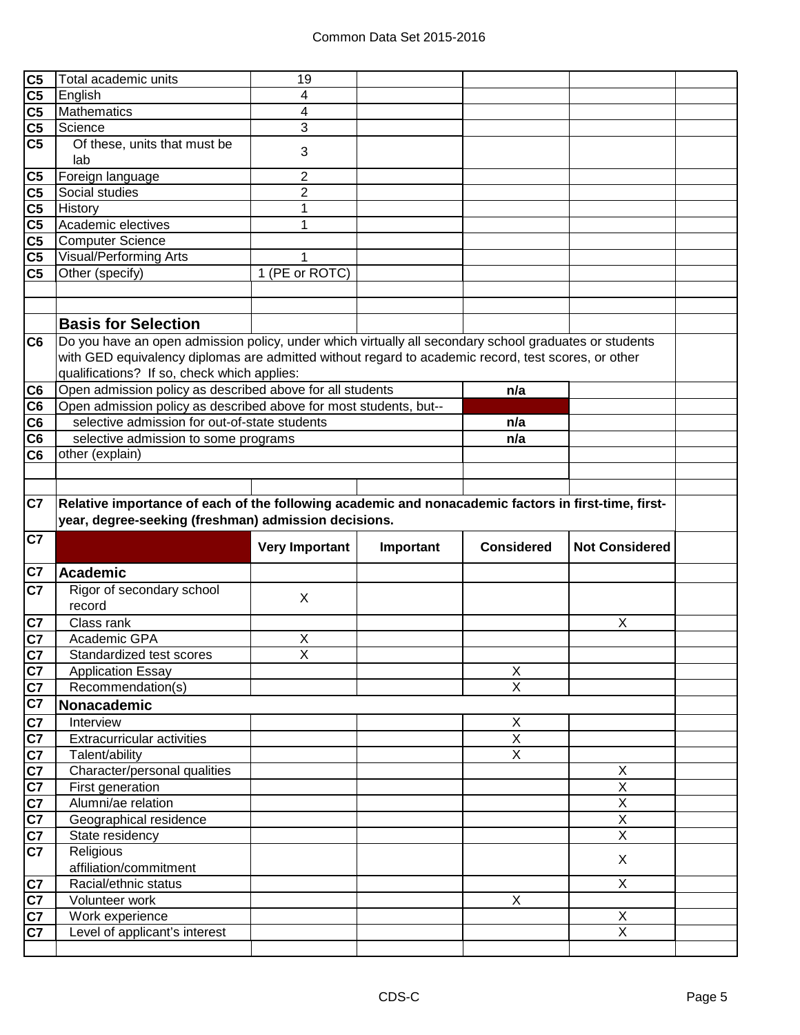| | | | | | | |
|---|---|---|---|---|---|---|
| C5 | Total academic units | 19 | | | | |
| C5 | English | 4 | | | | |
| C5 | Mathematics | 4 | | | | |
| C5 | Science | 3 | | | | |
| C5 | Of these, units that must be lab | 3 | | | | |
| C5 | Foreign language | 2 | | | | |
| C5 | Social studies | 2 | | | | |
| C5 | History | 1 | | | | |
| C5 | Academic electives | 1 | | | | |
| C5 | Computer Science | | | | | |
| C5 | Visual/Performing Arts | 1 | | | | |
| C5 | Other (specify) | 1 (PE or ROTC) | | | | |

## Basis for Selection

**C6** Do you have an open admission policy, under which virtually all secondary school graduates or students with GED equivalency diplomas are admitted without regard to academic record, test scores, or other qualifications? If so, check which applies:

| | | |
|---|---|---|
| C6 | Open admission policy as described above for all students | n/a |
| C6 | Open admission policy as described above for most students, but-- | |
| C6 | selective admission for out-of-state students | n/a |
| C6 | selective admission to some programs | n/a |
| C6 | other (explain) | |

**C7 Relative importance of each of the following academic and nonacademic factors in first-time, first-year, degree-seeking (freshman) admission decisions.**

| | | Very Important | Important | Considered | Not Considered |
|---|---|---|---|---|---|
| C7 | **Academic** | | | | |
| C7 | Rigor of secondary school record | X | | | |
| C7 | Class rank | | | | X |
| C7 | Academic GPA | X | | | |
| C7 | Standardized test scores | X | | | |
| C7 | Application Essay | | | X | |
| C7 | Recommendation(s) | | | X | |
| C7 | **Nonacademic** | | | | |
| C7 | Interview | | | X | |
| C7 | Extracurricular activities | | | X | |
| C7 | Talent/ability | | | X | |
| C7 | Character/personal qualities | | | | X |
| C7 | First generation | | | | X |
| C7 | Alumni/ae relation | | | | X |
| C7 | Geographical residence | | | | X |
| C7 | State residency | | | | X |
| C7 | Religious affiliation/commitment | | | | X |
| C7 | Racial/ethnic status | | | | X |
| C7 | Volunteer work | | | X | |
| C7 | Work experience | | | | X |
| C7 | Level of applicant's interest | | | | X |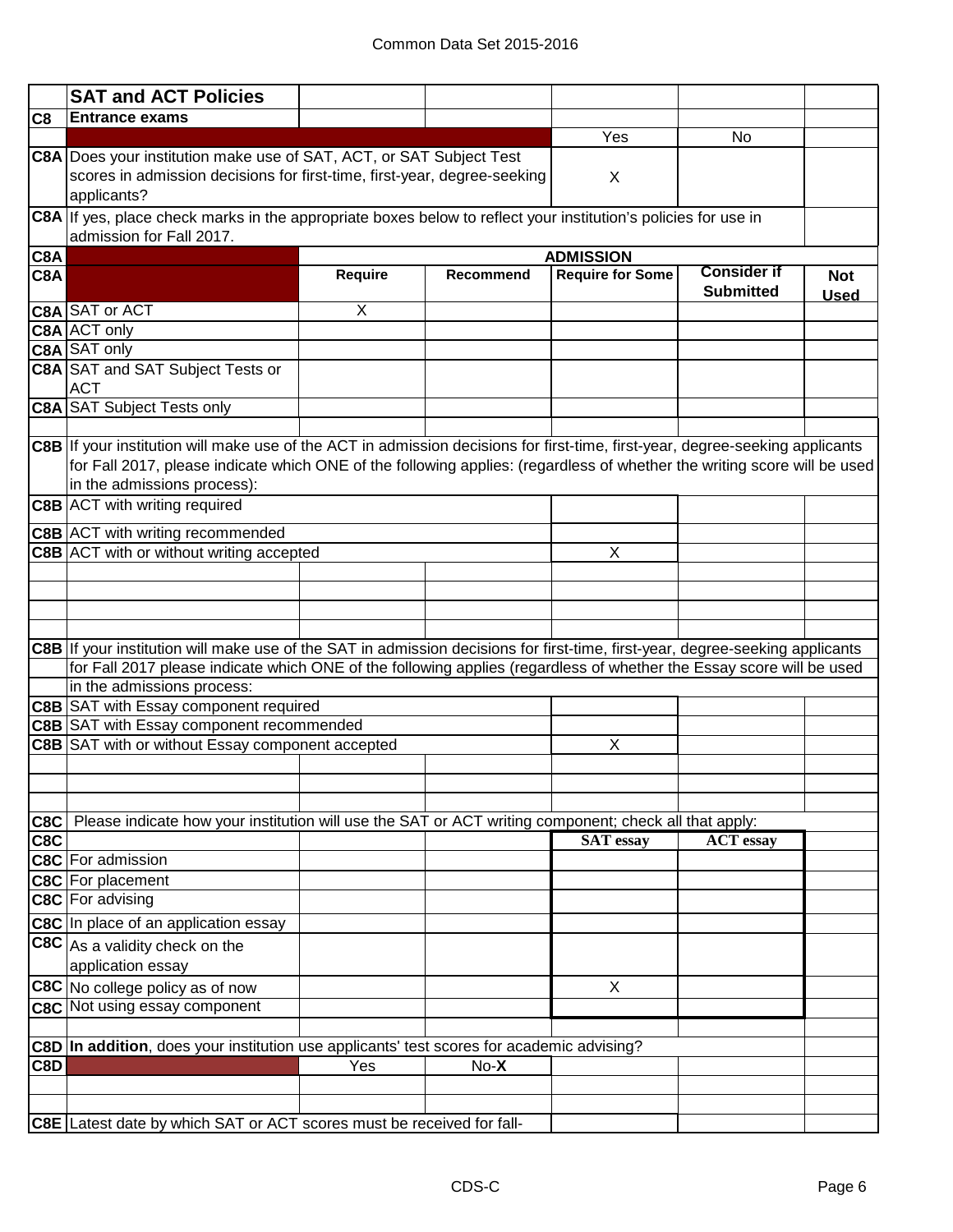## SAT and ACT Policies

**C8 Entrance exams**

| | | Yes | No |
|---|---|---|---|
| C8A | Does your institution make use of SAT, ACT, or SAT Subject Test scores in admission decisions for first-time, first-year, degree-seeking applicants? | X | |

C8A If yes, place check marks in the appropriate boxes below to reflect your institution's policies for use in admission for Fall 2017.

| | | ADMISSION | | | | |
|---|---|---|---|---|---|---|
| | | Require | Recommend | Require for Some | Consider if Submitted | Not Used |
| C8A | SAT or ACT | X | | | | |
| C8A | ACT only | | | | | |
| C8A | SAT only | | | | | |
| C8A | SAT and SAT Subject Tests or ACT | | | | | |
| C8A | SAT Subject Tests only | | | | | |

C8B If your institution will make use of the ACT in admission decisions for first-time, first-year, degree-seeking applicants for Fall 2017, please indicate which ONE of the following applies: (regardless of whether the writing score will be used in the admissions process):

| | | |
|---|---|---|
| C8B | ACT with writing required | |
| C8B | ACT with writing recommended | |
| C8B | ACT with or without writing accepted | X |

C8B If your institution will make use of the SAT in admission decisions for first-time, first-year, degree-seeking applicants for Fall 2017 please indicate which ONE of the following applies (regardless of whether the Essay score will be used in the admissions process:

| | | |
|---|---|---|
| C8B | SAT with Essay component required | |
| C8B | SAT with Essay component recommended | |
| C8B | SAT with or without Essay component accepted | X |

C8C Please indicate how your institution will use the SAT or ACT writing component; check all that apply:

| | | SAT essay | ACT essay |
|---|---|---|---|
| C8C | For admission | | |
| C8C | For placement | | |
| C8C | For advising | | |
| C8C | In place of an application essay | | |
| C8C | As a validity check on the application essay | | |
| C8C | No college policy as of now | X | |
| C8C | Not using essay component | | |

C8D **In addition**, does your institution use applicants' test scores for academic advising?

| | Yes | No |
|---|---|---|
| C8D | | No-**X** |

C8E Latest date by which SAT or ACT scores must be received for fall-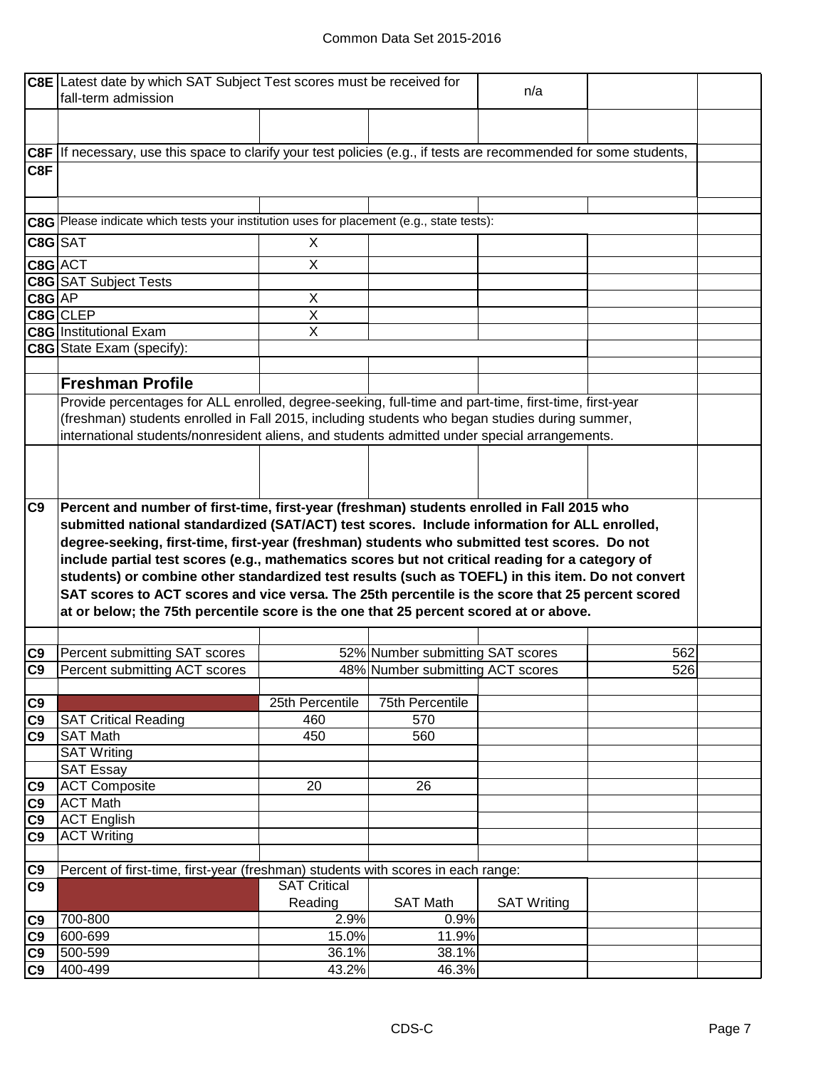| | | | | | |
|---|---|---|---|---|---|
| C8E | Latest date by which SAT Subject Test scores must be received for fall-term admission | | | n/a | |

**C8F** If necessary, use this space to clarify your test policies (e.g., if tests are recommended for some students,

**C8F**

**C8G** Please indicate which tests your institution uses for placement (e.g., state tests):

| | | |
|---|---|---|
| C8G | SAT | X |
| C8G | ACT | X |
| C8G | SAT Subject Tests | |
| C8G | AP | X |
| C8G | CLEP | X |
| C8G | Institutional Exam | X |
| C8G | State Exam (specify): | |

## Freshman Profile

Provide percentages for ALL enrolled, degree-seeking, full-time and part-time, first-time, first-year (freshman) students enrolled in Fall 2015, including students who began studies during summer, international students/nonresident aliens, and students admitted under special arrangements.

**C9** **Percent and number of first-time, first-year (freshman) students enrolled in Fall 2015 who submitted national standardized (SAT/ACT) test scores. Include information for ALL enrolled, degree-seeking, first-time, first-year (freshman) students who submitted test scores. Do not include partial test scores (e.g., mathematics scores but not critical reading for a category of students) or combine other standardized test results (such as TOEFL) in this item. Do not convert SAT scores to ACT scores and vice versa. The 25th percentile is the score that 25 percent scored at or below; the 75th percentile score is the one that 25 percent scored at or above.**

| | | | | |
|---|---|---|---|---|
| C9 | Percent submitting SAT scores | 52% | Number submitting SAT scores | 562 |
| C9 | Percent submitting ACT scores | 48% | Number submitting ACT scores | 526 |

| | | 25th Percentile | 75th Percentile |
|---|---|---|---|
| C9 | SAT Critical Reading | 460 | 570 |
| C9 | SAT Math | 450 | 560 |
| | SAT Writing | | |
| | SAT Essay | | |
| C9 | ACT Composite | 20 | 26 |
| C9 | ACT Math | | |
| C9 | ACT English | | |
| C9 | ACT Writing | | |

**C9** Percent of first-time, first-year (freshman) students with scores in each range:

| | | SAT Critical Reading | SAT Math | SAT Writing |
|---|---|---|---|---|
| C9 | 700-800 | 2.9% | 0.9% | |
| C9 | 600-699 | 15.0% | 11.9% | |
| C9 | 500-599 | 36.1% | 38.1% | |
| C9 | 400-499 | 43.2% | 46.3% | |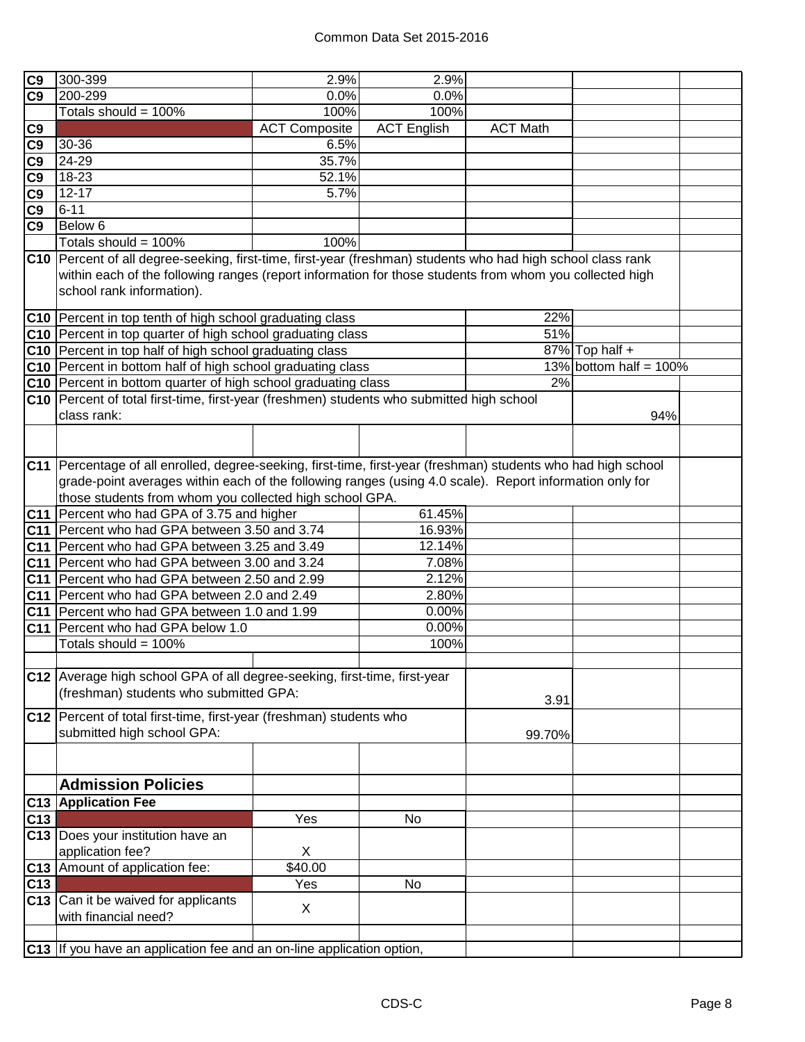| | | | | | | |
|---|---|---|---|---|---|---|
| C9 | 300-399 | 2.9% | 2.9% | | | |
| C9 | 200-299 | 0.0% | 0.0% | | | |
| | Totals should = 100% | 100% | 100% | | | |
| C9 | | ACT Composite | ACT English | ACT Math | | |
| C9 | 30-36 | 6.5% | | | | |
| C9 | 24-29 | 35.7% | | | | |
| C9 | 18-23 | 52.1% | | | | |
| C9 | 12-17 | 5.7% | | | | |
| C9 | 6-11 | | | | | |
| C9 | Below 6 | | | | | |
| | Totals should = 100% | 100% | | | | |

**C10** Percent of all degree-seeking, first-time, first-year (freshman) students who had high school class rank within each of the following ranges (report information for those students from whom you collected high school rank information).

| | | | |
|---|---|---|---|
| C10 | Percent in top tenth of high school graduating class | 22% | |
| C10 | Percent in top quarter of high school graduating class | 51% | |
| C10 | Percent in top half of high school graduating class | 87% | Top half + |
| C10 | Percent in bottom half of high school graduating class | 13% | bottom half = 100% |
| C10 | Percent in bottom quarter of high school graduating class | 2% | |
| C10 | Percent of total first-time, first-year (freshmen) students who submitted high school class rank: | | 94% |

**C11** Percentage of all enrolled, degree-seeking, first-time, first-year (freshman) students who had high school grade-point averages within each of the following ranges (using 4.0 scale). Report information only for those students from whom you collected high school GPA.

| | | |
|---|---|---|
| C11 | Percent who had GPA of 3.75 and higher | 61.45% |
| C11 | Percent who had GPA between 3.50 and 3.74 | 16.93% |
| C11 | Percent who had GPA between 3.25 and 3.49 | 12.14% |
| C11 | Percent who had GPA between 3.00 and 3.24 | 7.08% |
| C11 | Percent who had GPA between 2.50 and 2.99 | 2.12% |
| C11 | Percent who had GPA between 2.0 and 2.49 | 2.80% |
| C11 | Percent who had GPA between 1.0 and 1.99 | 0.00% |
| C11 | Percent who had GPA below 1.0 | 0.00% |
| | Totals should = 100% | 100% |

| | | |
|---|---|---|
| C12 | Average high school GPA of all degree-seeking, first-time, first-year (freshman) students who submitted GPA: | 3.91 |
| C12 | Percent of total first-time, first-year (freshman) students who submitted high school GPA: | 99.70% |

## Admission Policies

### C13 Application Fee

| | | Yes | No |
|---|---|---|---|
| C13 | Does your institution have an application fee? | X | |
| C13 | Amount of application fee: | $40.00 | |
| | | Yes | No |
| C13 | Can it be waived for applicants with financial need? | X | |

**C13** If you have an application fee and an on-line application option,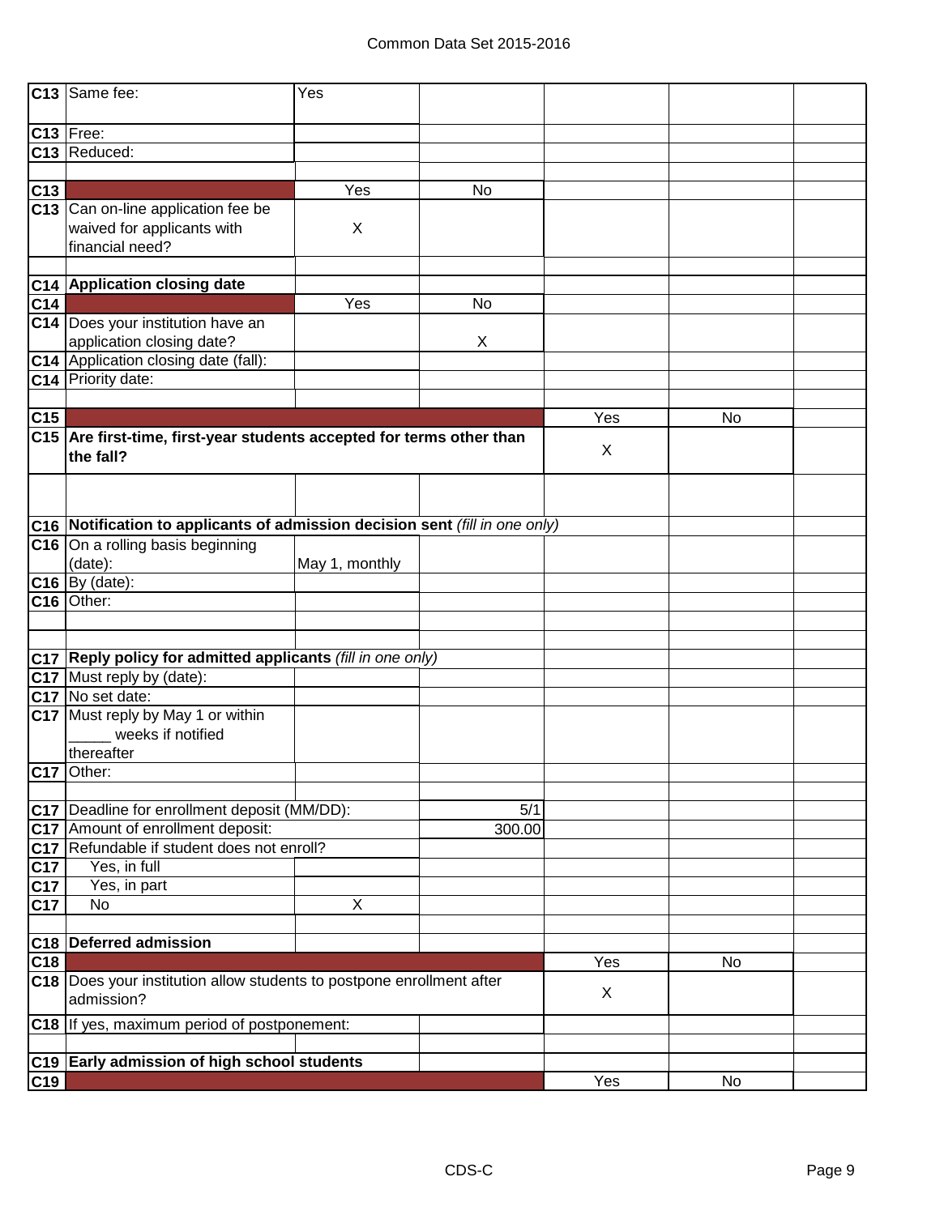| | | | | | | |
|---|---|---|---|---|---|---|
| C13 | Same fee: | Yes | | | | |
| C13 | Free: | | | | | |
| C13 | Reduced: | | | | | |
| | | | | | | |
| C13 | | Yes | No | | | |
| C13 | Can on-line application fee be waived for applicants with financial need? | X | | | | |
| | | | | | | |
| C14 | **Application closing date** | | | | | |
| C14 | | Yes | No | | | |
| C14 | Does your institution have an application closing date? | | X | | | |
| C14 | Application closing date (fall): | | | | | |
| C14 | Priority date: | | | | | |
| | | | | | | |
| C15 | | | | Yes | No | |
| C15 | **Are first-time, first-year students accepted for terms other than the fall?** | | | X | | |
| | | | | | | |
| C16 | **Notification to applicants of admission decision sent** *(fill in one only)* | | | | | |
| C16 | On a rolling basis beginning (date): | May 1, monthly | | | | |
| C16 | By (date): | | | | | |
| C16 | Other: | | | | | |
| | | | | | | |
| | | | | | | |
| C17 | **Reply policy for admitted applicants** *(fill in one only)* | | | | | |
| C17 | Must reply by (date): | | | | | |
| C17 | No set date: | | | | | |
| C17 | Must reply by May 1 or within _____ weeks if notified thereafter | | | | | |
| C17 | Other: | | | | | |
| | | | | | | |
| C17 | Deadline for enrollment deposit (MM/DD): | | 5/1 | | | |
| C17 | Amount of enrollment deposit: | | 300.00 | | | |
| C17 | Refundable if student does not enroll? | | | | | |
| C17 | Yes, in full | | | | | |
| C17 | Yes, in part | | | | | |
| C17 | No | X | | | | |
| | | | | | | |
| C18 | **Deferred admission** | | | | | |
| C18 | | | | Yes | No | |
| C18 | Does your institution allow students to postpone enrollment after admission? | | | X | | |
| C18 | If yes, maximum period of postponement: | | | | | |
| | | | | | | |
| C19 | **Early admission of high school students** | | | | | |
| C19 | | | | Yes | No | |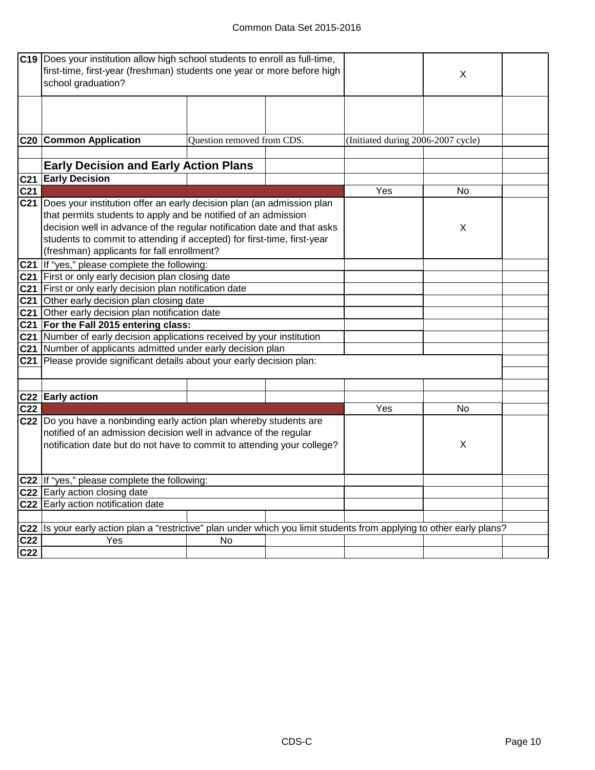| | | | | | | |
|---|---|---|---|---|---|---|
| C19 | Does your institution allow high school students to enroll as full-time, first-time, first-year (freshman) students one year or more before high school graduation? | | | | X | |
| | | | | | | |
| C20 | **Common Application** | Question removed from CDS. | | (Initiated during 2006-2007 cycle) | | |
| | | | | | | |
| | **Early Decision and Early Action Plans** | | | | | |
| C21 | **Early Decision** | | | | | |
| C21 | | | | Yes | No | |
| C21 | Does your institution offer an early decision plan (an admission plan that permits students to apply and be notified of an admission decision well in advance of the regular notification date and that asks students to commit to attending if accepted) for first-time, first-year (freshman) applicants for fall enrollment? | | | | X | |
| C21 | If "yes," please complete the following: | | | | | |
| C21 | First or only early decision plan closing date | | | | | |
| C21 | First or only early decision plan notification date | | | | | |
| C21 | Other early decision plan closing date | | | | | |
| C21 | Other early decision plan notification date | | | | | |
| C21 | **For the Fall 2015 entering class:** | | | | | |
| C21 | Number of early decision applications received by your institution | | | | | |
| C21 | Number of applicants admitted under early decision plan | | | | | |
| C21 | Please provide significant details about your early decision plan: | | | | | |
| | | | | | | |
| | | | | | | |
| C22 | **Early action** | | | | | |
| C22 | | | | Yes | No | |
| C22 | Do you have a nonbinding early action plan whereby students are notified of an admission decision well in advance of the regular notification date but do not have to commit to attending your college? | | | | X | |
| C22 | If "yes," please complete the following: | | | | | |
| C22 | Early action closing date | | | | | |
| C22 | Early action notification date | | | | | |
| | | | | | | |
| C22 | Is your early action plan a "restrictive" plan under which you limit students from applying to other early plans? | | | | | |
| C22 | Yes | No | | | | |
| C22 | | | | | | |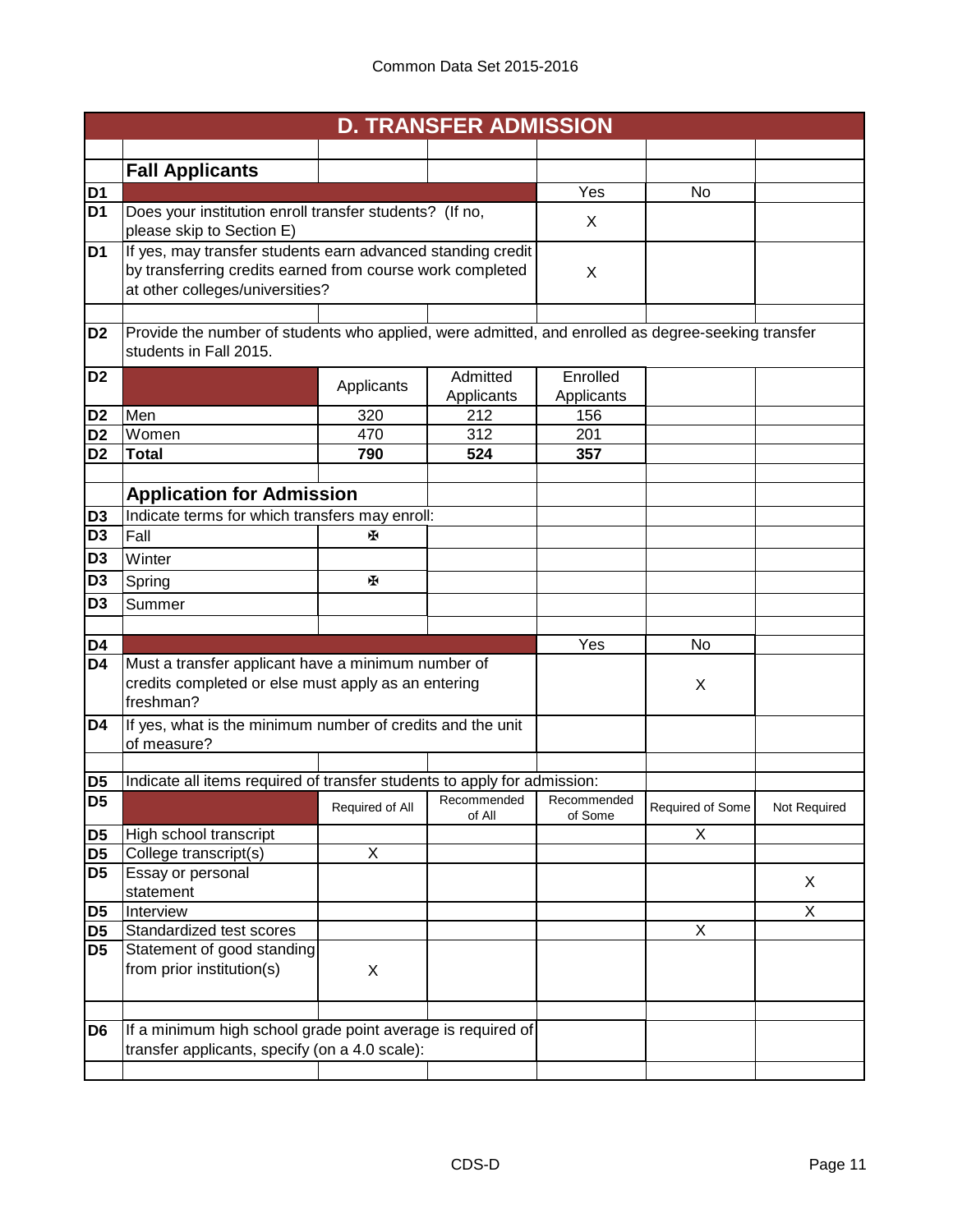## D. TRANSFER ADMISSION

### Fall Applicants

| | | Yes | No |
|---|---|---|---|
| D1 | Does your institution enroll transfer students? (If no, please skip to Section E) | X | |
| D1 | If yes, may transfer students earn advanced standing credit by transferring credits earned from course work completed at other colleges/universities? | X | |

D2 Provide the number of students who applied, were admitted, and enrolled as degree-seeking transfer students in Fall 2015.

| | | Applicants | Admitted Applicants | Enrolled Applicants |
|---|---|---|---|---|
| D2 | Men | 320 | 212 | 156 |
| D2 | Women | 470 | 312 | 201 |
| D2 | **Total** | **790** | **524** | **357** |

### Application for Admission

D3 Indicate terms for which transfers may enroll:

| | | |
|---|---|---|
| D3 | Fall | ✠ |
| D3 | Winter | |
| D3 | Spring | ✠ |
| D3 | Summer | |

| | | Yes | No |
|---|---|---|---|
| D4 | Must a transfer applicant have a minimum number of credits completed or else must apply as an entering freshman? | | X |
| D4 | If yes, what is the minimum number of credits and the unit of measure? | | |

D5 Indicate all items required of transfer students to apply for admission:

| | | Required of All | Recommended of All | Recommended of Some | Required of Some | Not Required |
|---|---|---|---|---|---|---|
| D5 | High school transcript | | | | X | |
| D5 | College transcript(s) | X | | | | |
| D5 | Essay or personal statement | | | | | X |
| D5 | Interview | | | | | X |
| D5 | Standardized test scores | | | | X | |
| D5 | Statement of good standing from prior institution(s) | X | | | | |

| | | |
|---|---|---|
| D6 | If a minimum high school grade point average is required of transfer applicants, specify (on a 4.0 scale): | |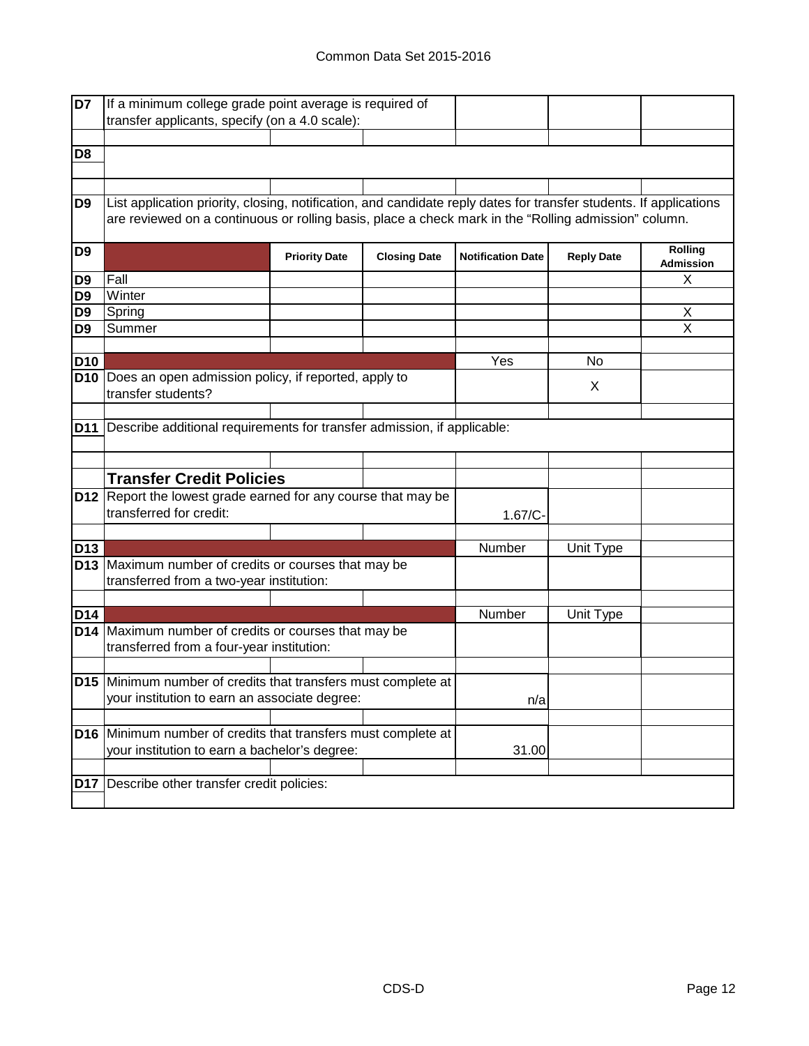| | | | | | | |
|---|---|---|---|---|---|---|
| D7 | If a minimum college grade point average is required of transfer applicants, specify (on a 4.0 scale): | | | | | |
| D8 | | | | | | |
| D9 | List application priority, closing, notification, and candidate reply dates for transfer students. If applications are reviewed on a continuous or rolling basis, place a check mark in the "Rolling admission" column. | | | | | |

| | | Priority Date | Closing Date | Notification Date | Reply Date | Rolling Admission |
|---|---|---|---|---|---|---|
| D9 | Fall | | | | | X |
| D9 | Winter | | | | | |
| D9 | Spring | | | | | X |
| D9 | Summer | | | | | X |

| | | Yes | No |
|---|---|---|---|
| D10 | Does an open admission policy, if reported, apply to transfer students? | | X |

**D11** Describe additional requirements for transfer admission, if applicable:

## Transfer Credit Policies

| | | | |
|---|---|---|---|
| D12 | Report the lowest grade earned for any course that may be transferred for credit: | 1.67/C- | |

| | | Number | Unit Type |
|---|---|---|---|
| D13 | Maximum number of credits or courses that may be transferred from a two-year institution: | | |

| | | Number | Unit Type |
|---|---|---|---|
| D14 | Maximum number of credits or courses that may be transferred from a four-year institution: | | |

| | | |
|---|---|---|
| D15 | Minimum number of credits that transfers must complete at your institution to earn an associate degree: | n/a |
| D16 | Minimum number of credits that transfers must complete at your institution to earn a bachelor's degree: | 31.00 |

**D17** Describe other transfer credit policies: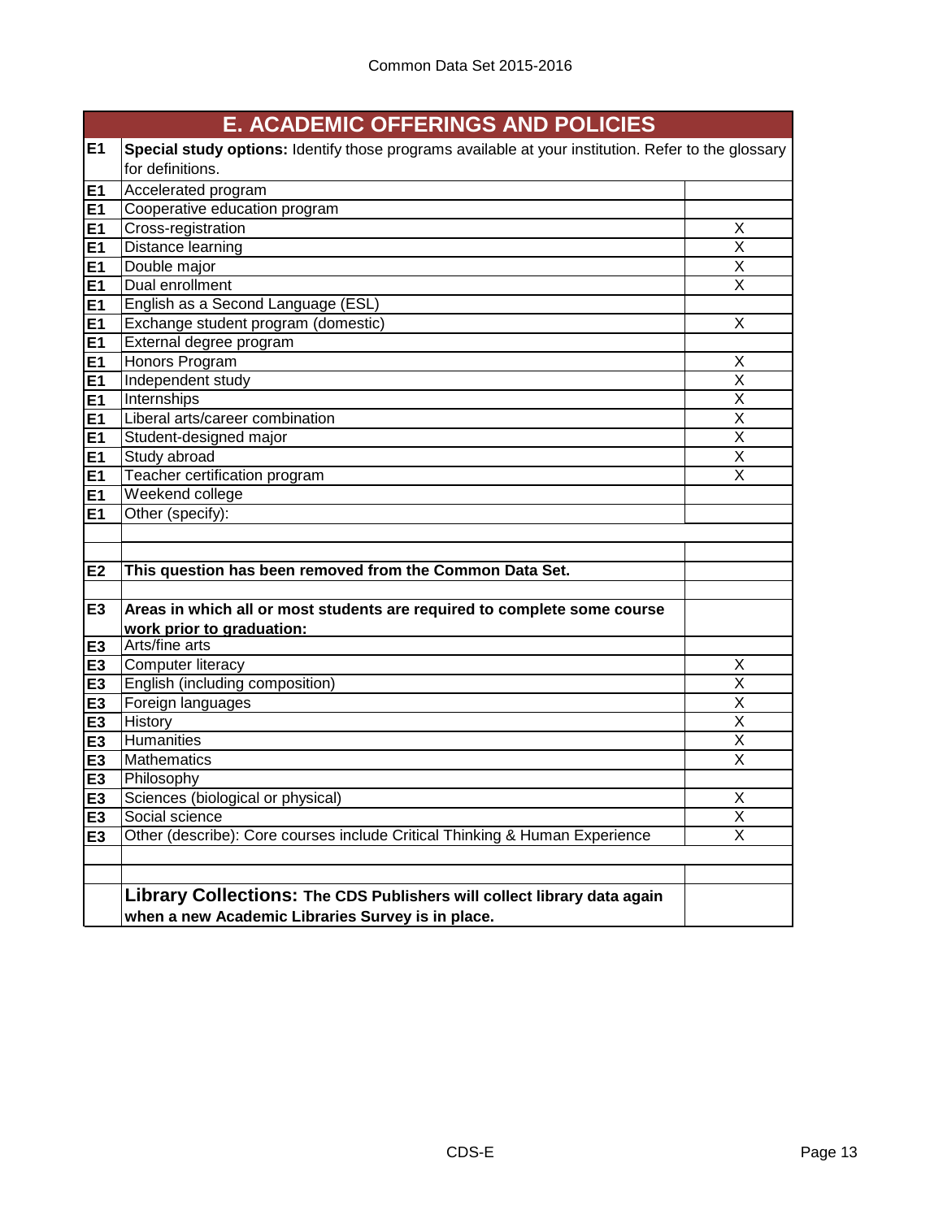Common Data Set 2015-2016

## E. ACADEMIC OFFERINGS AND POLICIES

| | | |
|---|---|---|
| E1 | **Special study options:** Identify those programs available at your institution. Refer to the glossary for definitions. | |
| E1 | Accelerated program | |
| E1 | Cooperative education program | |
| E1 | Cross-registration | X |
| E1 | Distance learning | X |
| E1 | Double major | X |
| E1 | Dual enrollment | X |
| E1 | English as a Second Language (ESL) | |
| E1 | Exchange student program (domestic) | X |
| E1 | External degree program | |
| E1 | Honors Program | X |
| E1 | Independent study | X |
| E1 | Internships | X |
| E1 | Liberal arts/career combination | X |
| E1 | Student-designed major | X |
| E1 | Study abroad | X |
| E1 | Teacher certification program | X |
| E1 | Weekend college | |
| E1 | Other (specify): | |
| | | |
| | | |
| E2 | **This question has been removed from the Common Data Set.** | |
| | | |
| E3 | **Areas in which all or most students are required to complete some course work prior to graduation:** | |
| E3 | Arts/fine arts | |
| E3 | Computer literacy | X |
| E3 | English (including composition) | X |
| E3 | Foreign languages | X |
| E3 | History | X |
| E3 | Humanities | X |
| E3 | Mathematics | X |
| E3 | Philosophy | |
| E3 | Sciences (biological or physical) | X |
| E3 | Social science | X |
| E3 | Other (describe): Core courses include Critical Thinking & Human Experience | X |
| | | |
| | | |
| | **Library Collections: The CDS Publishers will collect library data again when a new Academic Libraries Survey is in place.** | |

CDS-E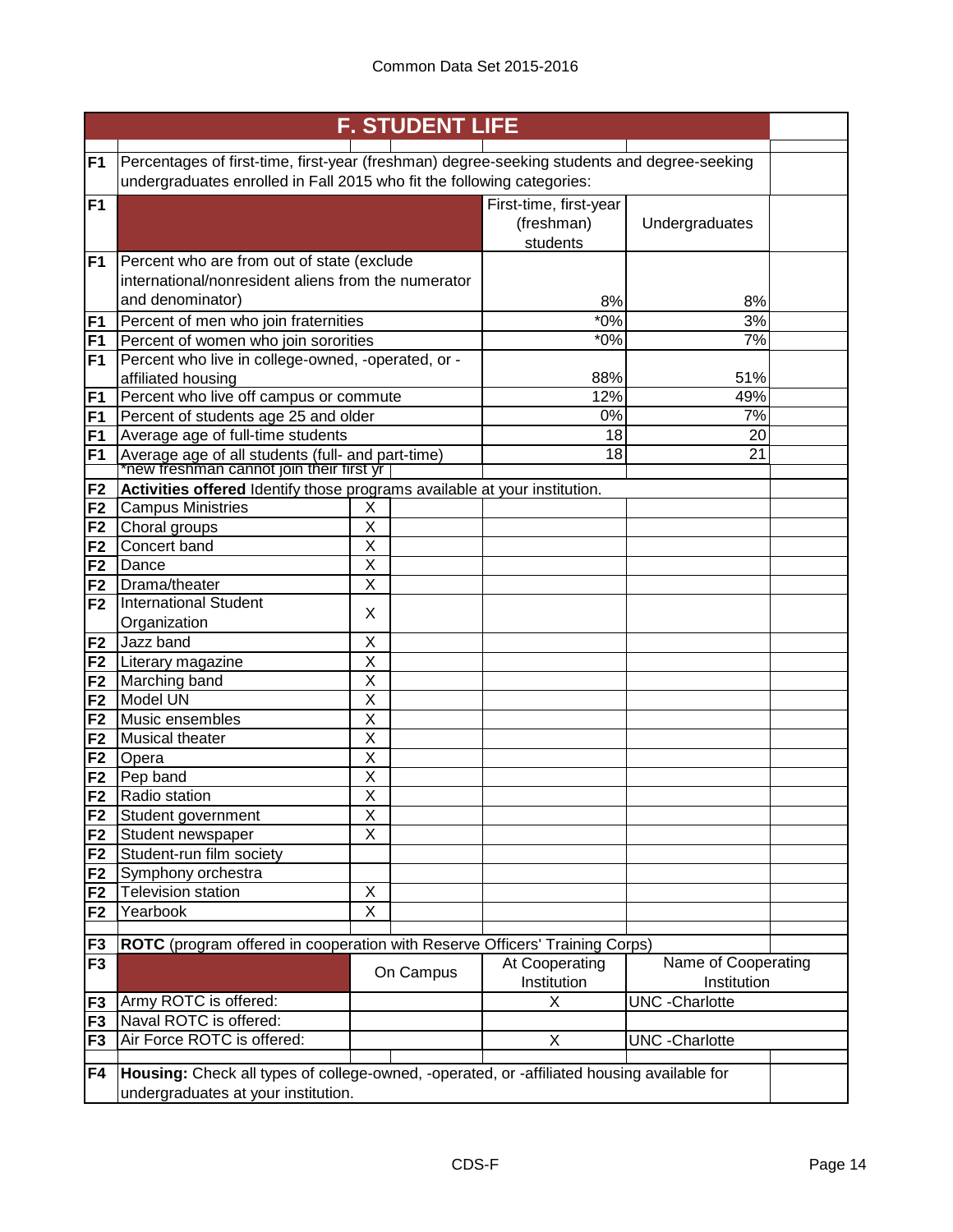## F. STUDENT LIFE

**F1** Percentages of first-time, first-year (freshman) degree-seeking students and degree-seeking undergraduates enrolled in Fall 2015 who fit the following categories:

| | | First-time, first-year (freshman) students | Undergraduates |
|---|---|---|---|
| F1 | Percent who are from out of state (exclude international/nonresident aliens from the numerator and denominator) | 8% | 8% |
| F1 | Percent of men who join fraternities | *0% | 3% |
| F1 | Percent of women who join sororities | *0% | 7% |
| F1 | Percent who live in college-owned, -operated, or -affiliated housing | 88% | 51% |
| F1 | Percent who live off campus or commute | 12% | 49% |
| F1 | Percent of students age 25 and older | 0% | 7% |
| F1 | Average age of full-time students | 18 | 20 |
| F1 | Average age of all students (full- and part-time) | 18 | 21 |

*new freshman cannot join their first yr

**F2** **Activities offered** Identify those programs available at your institution.

| | Activity | |
|---|---|---|
| F2 | Campus Ministries | X |
| F2 | Choral groups | X |
| F2 | Concert band | X |
| F2 | Dance | X |
| F2 | Drama/theater | X |
| F2 | International Student Organization | X |
| F2 | Jazz band | X |
| F2 | Literary magazine | X |
| F2 | Marching band | X |
| F2 | Model UN | X |
| F2 | Music ensembles | X |
| F2 | Musical theater | X |
| F2 | Opera | X |
| F2 | Pep band | X |
| F2 | Radio station | X |
| F2 | Student government | X |
| F2 | Student newspaper | X |
| F2 | Student-run film society | |
| F2 | Symphony orchestra | |
| F2 | Television station | X |
| F2 | Yearbook | X |

**F3** **ROTC** (program offered in cooperation with Reserve Officers' Training Corps)

| | | On Campus | At Cooperating Institution | Name of Cooperating Institution |
|---|---|---|---|---|
| F3 | Army ROTC is offered: | | X | UNC -Charlotte |
| F3 | Naval ROTC is offered: | | | |
| F3 | Air Force ROTC is offered: | | X | UNC -Charlotte |

**F4** **Housing:** Check all types of college-owned, -operated, or -affiliated housing available for undergraduates at your institution.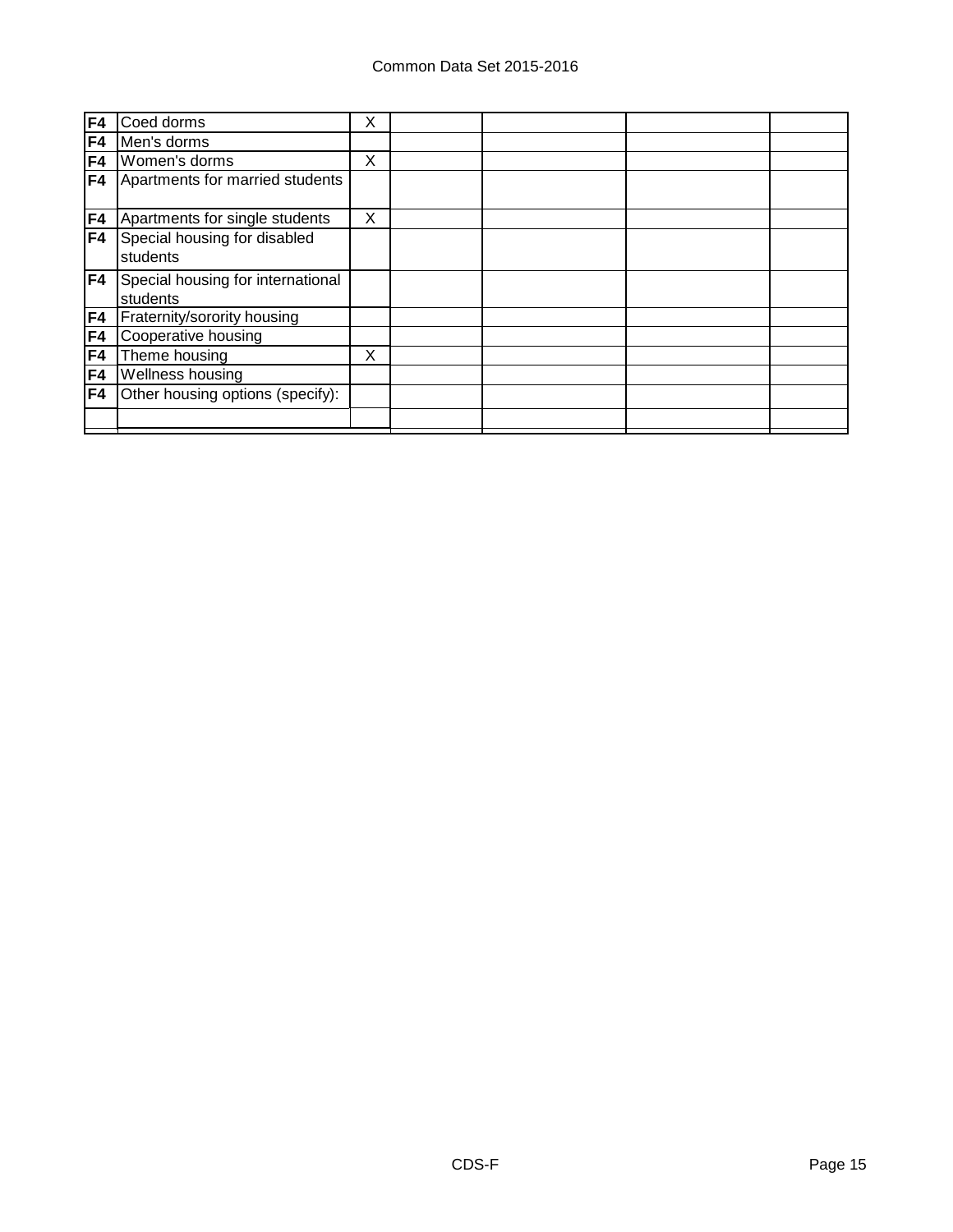| | | | | | | |
|---|---|---|---|---|---|---|
| F4 | Coed dorms | X | | | | |
| F4 | Men's dorms | | | | | |
| F4 | Women's dorms | X | | | | |
| F4 | Apartments for married students | | | | | |
| F4 | Apartments for single students | X | | | | |
| F4 | Special housing for disabled students | | | | | |
| F4 | Special housing for international students | | | | | |
| F4 | Fraternity/sorority housing | | | | | |
| F4 | Cooperative housing | | | | | |
| F4 | Theme housing | X | | | | |
| F4 | Wellness housing | | | | | |
| F4 | Other housing options (specify): | | | | | |
| | | | | | | |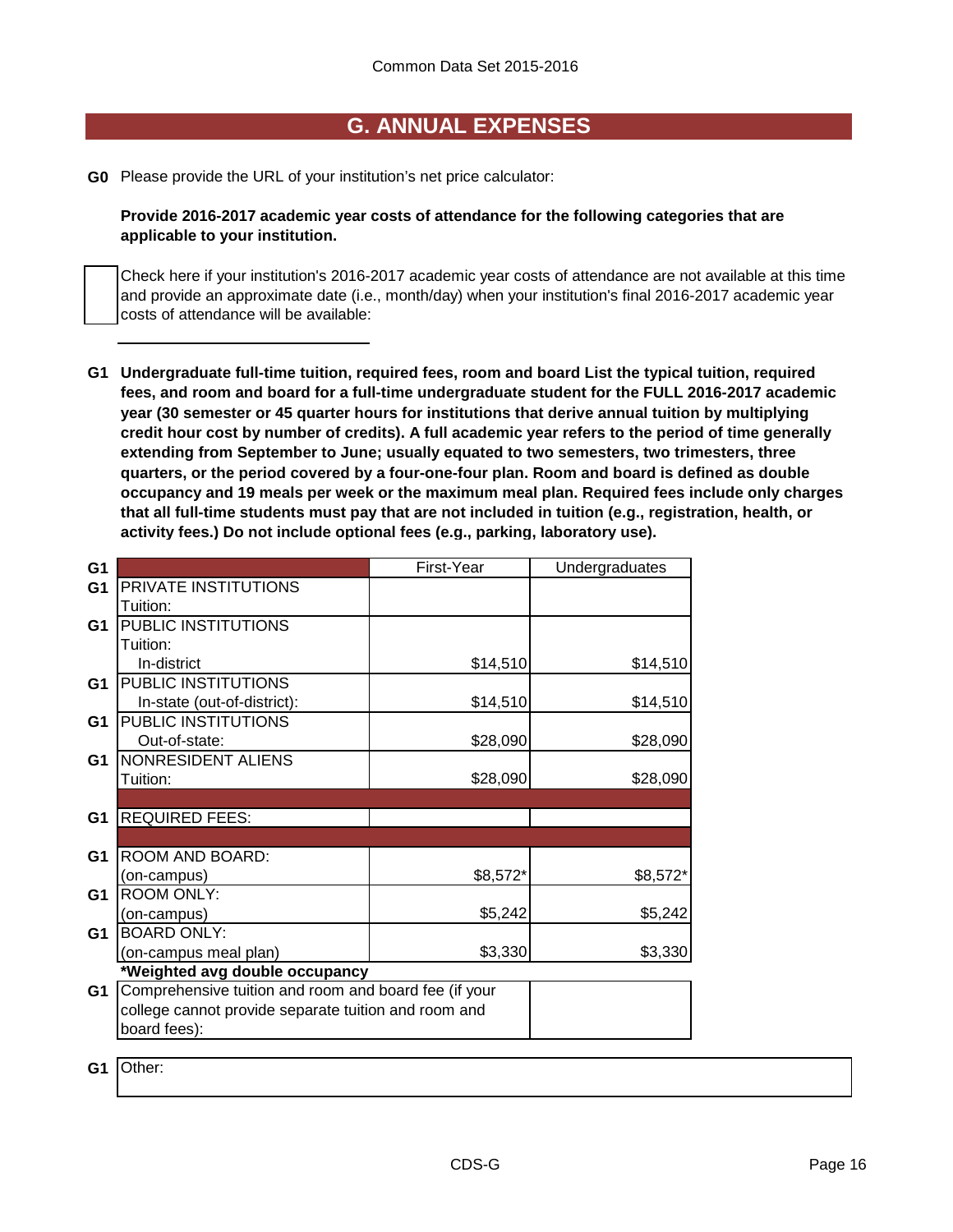## G. ANNUAL EXPENSES

**G0** Please provide the URL of your institution's net price calculator:

**Provide 2016-2017 academic year costs of attendance for the following categories that are applicable to your institution.**

☐ Check here if your institution's 2016-2017 academic year costs of attendance are not available at this time and provide an approximate date (i.e., month/day) when your institution's final 2016-2017 academic year costs of attendance will be available:

______________________

**G1 Undergraduate full-time tuition, required fees, room and board List the typical tuition, required fees, and room and board for a full-time undergraduate student for the FULL 2016-2017 academic year (30 semester or 45 quarter hours for institutions that derive annual tuition by multiplying credit hour cost by number of credits). A full academic year refers to the period of time generally extending from September to June; usually equated to two semesters, two trimesters, three quarters, or the period covered by a four-one-four plan. Room and board is defined as double occupancy and 19 meals per week or the maximum meal plan. Required fees include only charges that all full-time students must pay that are not included in tuition (e.g., registration, health, or activity fees.) Do not include optional fees (e.g., parking, laboratory use).**

| G1 | | First-Year | Undergraduates |
|---|---|---|---|
| G1 | PRIVATE INSTITUTIONS Tuition: | | |
| G1 | PUBLIC INSTITUTIONS Tuition: In-district | $14,510 | $14,510 |
| G1 | PUBLIC INSTITUTIONS In-state (out-of-district): | $14,510 | $14,510 |
| G1 | PUBLIC INSTITUTIONS Out-of-state: | $28,090 | $28,090 |
| G1 | NONRESIDENT ALIENS Tuition: | $28,090 | $28,090 |
| G1 | REQUIRED FEES: | | |
| G1 | ROOM AND BOARD: (on-campus) | $8,572* | $8,572* |
| G1 | ROOM ONLY: (on-campus) | $5,242 | $5,242 |
| G1 | BOARD ONLY: (on-campus meal plan) | $3,330 | $3,330 |
| | ***Weighted avg double occupancy** | | |
| G1 | Comprehensive tuition and room and board fee (if your college cannot provide separate tuition and room and board fees): | | |

**G1** Other: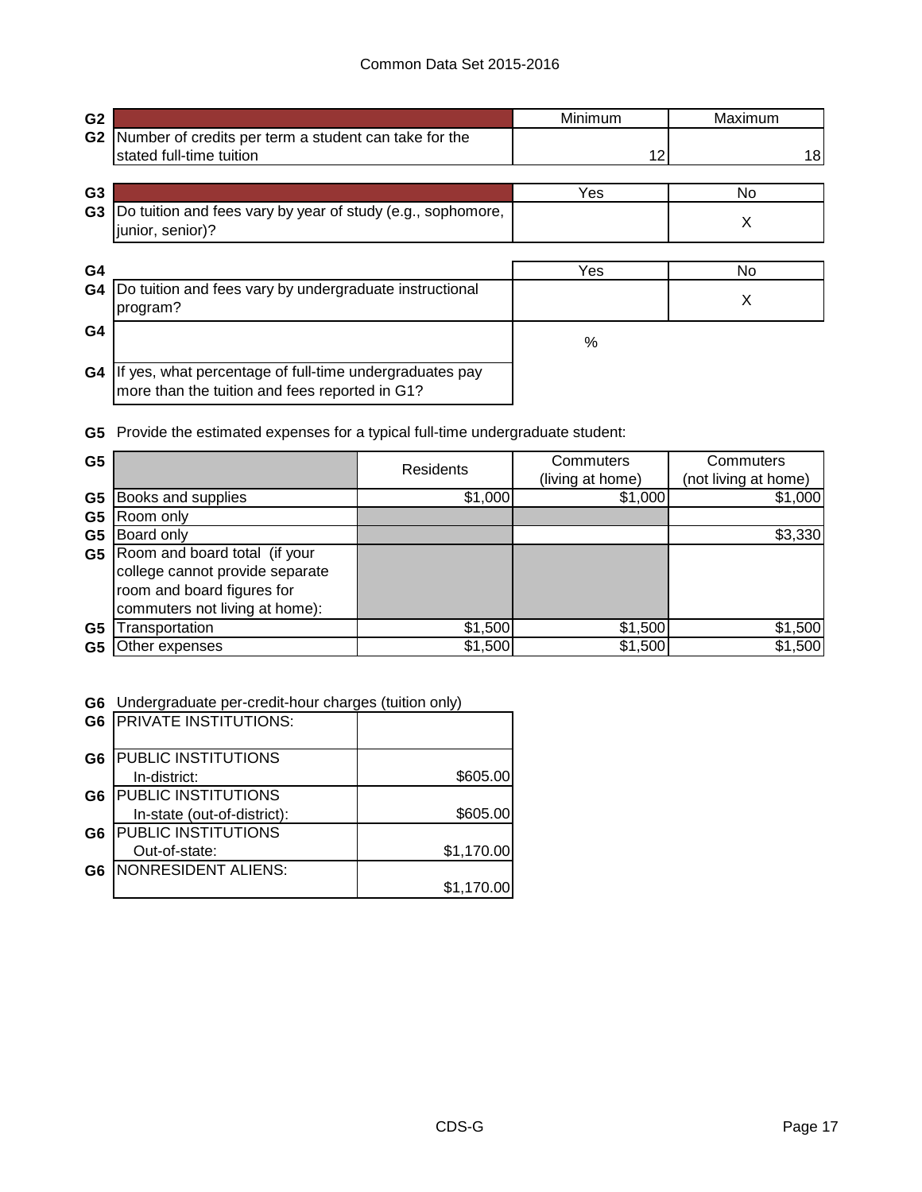| G2 | | Minimum | Maximum |
|---|---|---|---|
| G2 | Number of credits per term a student can take for the stated full-time tuition | 12 | 18 |

| G3 | | Yes | No |
|---|---|---|---|
| G3 | Do tuition and fees vary by year of study (e.g., sophomore, junior, senior)? | | X |

| G4 | | Yes | No |
|---|---|---|---|
| G4 | Do tuition and fees vary by undergraduate instructional program? | | X |
| G4 | | % | |
| G4 | If yes, what percentage of full-time undergraduates pay more than the tuition and fees reported in G1? | | |

**G5** Provide the estimated expenses for a typical full-time undergraduate student:

| G5 | | Residents | Commuters (living at home) | Commuters (not living at home) |
|---|---|---|---|---|
| G5 | Books and supplies | $1,000 | $1,000 | $1,000 |
| G5 | Room only | | | |
| G5 | Board only | | | $3,330 |
| G5 | Room and board total (if your college cannot provide separate room and board figures for commuters not living at home): | | | |
| G5 | Transportation | $1,500 | $1,500 | $1,500 |
| G5 | Other expenses | $1,500 | $1,500 | $1,500 |

**G6** Undergraduate per-credit-hour charges (tuition only)

| G6 | | |
|---|---|---|
| G6 | PRIVATE INSTITUTIONS: | |
| G6 | PUBLIC INSTITUTIONS In-district: | $605.00 |
| G6 | PUBLIC INSTITUTIONS In-state (out-of-district): | $605.00 |
| G6 | PUBLIC INSTITUTIONS Out-of-state: | $1,170.00 |
| G6 | NONRESIDENT ALIENS: | $1,170.00 |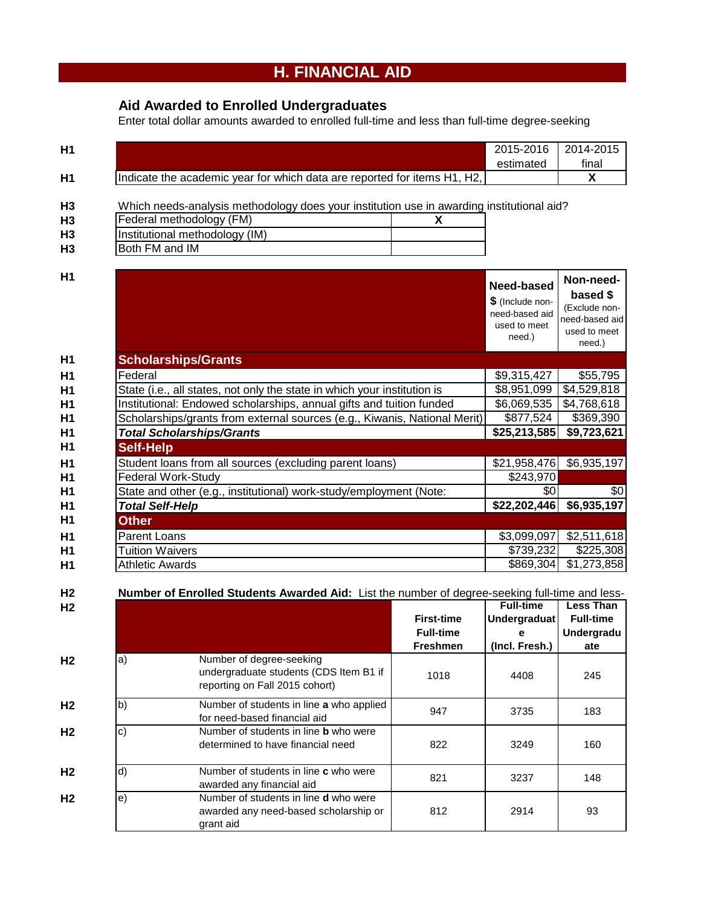# H. FINANCIAL AID

## Aid Awarded to Enrolled Undergraduates

Enter total dollar amounts awarded to enrolled full-time and less than full-time degree-seeking

| H1 | | 2015-2016 estimated | 2014-2015 final |
|---|---|---|---|
| H1 | Indicate the academic year for which data are reported for items H1, H2, | | X |

H3 Which needs-analysis methodology does your institution use in awarding institutional aid?

| H3 | | |
|---|---|---|
| H3 | Federal methodology (FM) | X |
| H3 | Institutional methodology (IM) | |
| H3 | Both FM and IM | |

| H1 | | **Need-based $** (Include non-need-based aid used to meet need.) | **Non-need-based $** (Exclude non-need-based aid used to meet need.) |
|---|---|---|---|
| H1 | **Scholarships/Grants** | | |
| H1 | Federal | $9,315,427 | $55,795 |
| H1 | State (i.e., all states, not only the state in which your institution is | $8,951,099 | $4,529,818 |
| H1 | Institutional: Endowed scholarships, annual gifts and tuition funded | $6,069,535 | $4,768,618 |
| H1 | Scholarships/grants from external sources (e.g., Kiwanis, National Merit) | $877,524 | $369,390 |
| H1 | ***Total Scholarships/Grants*** | **$25,213,585** | **$9,723,621** |
| H1 | **Self-Help** | | |
| H1 | Student loans from all sources (excluding parent loans) | $21,958,476 | $6,935,197 |
| H1 | Federal Work-Study | $243,970 | |
| H1 | State and other (e.g., institutional) work-study/employment (Note: | $0 | $0 |
| H1 | ***Total Self-Help*** | **$22,202,446** | **$6,935,197** |
| H1 | **Other** | | |
| H1 | Parent Loans | $3,099,097 | $2,511,618 |
| H1 | Tuition Waivers | $739,232 | $225,308 |
| H1 | Athletic Awards | $869,304 | $1,273,858 |

H2 **Number of Enrolled Students Awarded Aid:** List the number of degree-seeking full-time and less-

| H2 | | | **First-time Full-time Freshmen** | **Full-time Undergraduate (Incl. Fresh.)** | **Less Than Full-time Undergraduate** |
|---|---|---|---|---|---|
| H2 | a) | Number of degree-seeking undergraduate students (CDS Item B1 if reporting on Fall 2015 cohort) | 1018 | 4408 | 245 |
| H2 | b) | Number of students in line **a** who applied for need-based financial aid | 947 | 3735 | 183 |
| H2 | c) | Number of students in line **b** who were determined to have financial need | 822 | 3249 | 160 |
| H2 | d) | Number of students in line **c** who were awarded any financial aid | 821 | 3237 | 148 |
| H2 | e) | Number of students in line **d** who were awarded any need-based scholarship or grant aid | 812 | 2914 | 93 |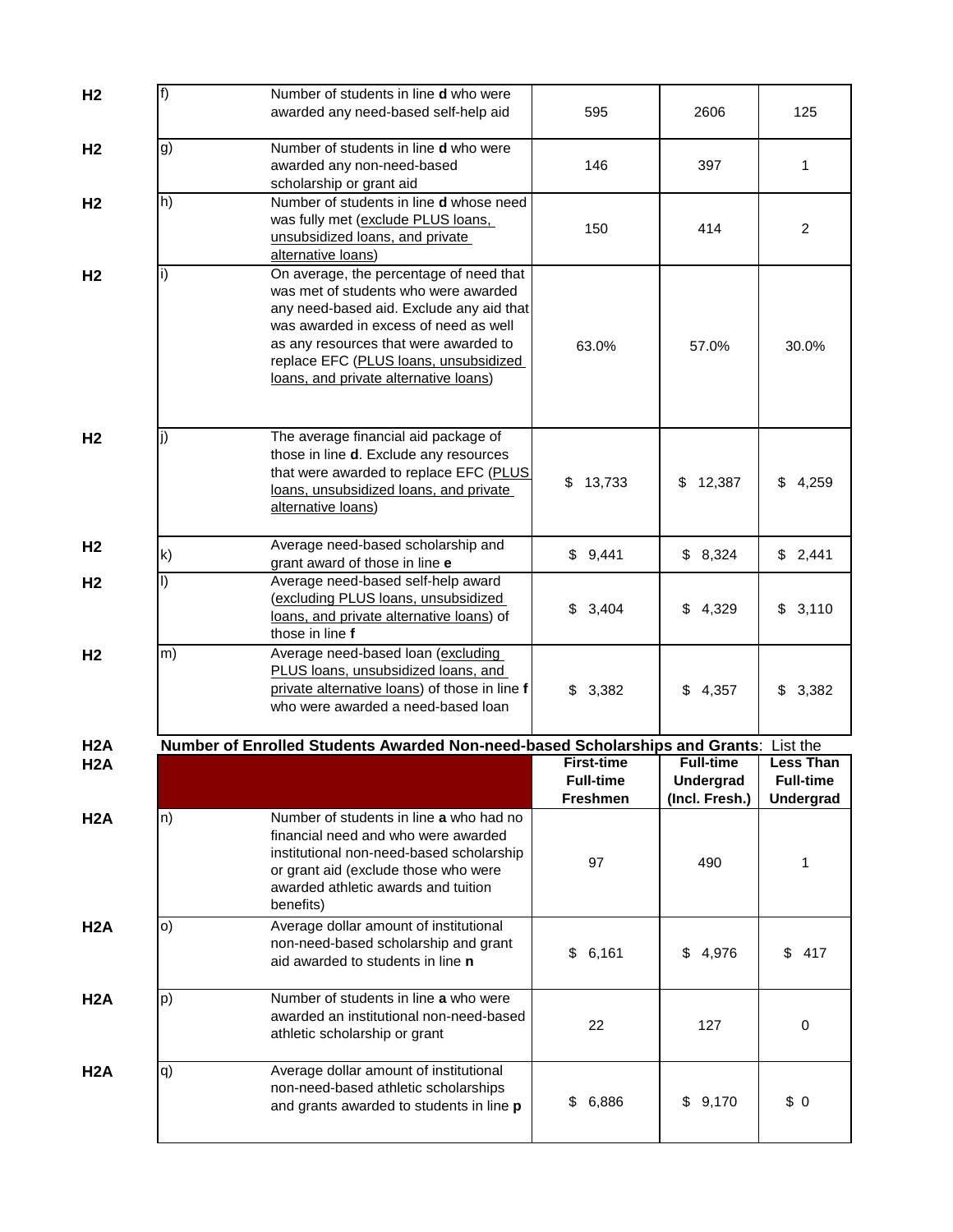| | | | | | |
|---|---|---|---|---|---|
| H2 | f) | Number of students in line **d** who were awarded any need-based self-help aid | 595 | 2606 | 125 |
| H2 | g) | Number of students in line **d** who were awarded any non-need-based scholarship or grant aid | 146 | 397 | 1 |
| H2 | h) | Number of students in line **d** whose need was fully met (exclude PLUS loans, unsubsidized loans, and private alternative loans) | 150 | 414 | 2 |
| H2 | i) | On average, the percentage of need that was met of students who were awarded any need-based aid. Exclude any aid that was awarded in excess of need as well as any resources that were awarded to replace EFC (PLUS loans, unsubsidized loans, and private alternative loans) | 63.0% | 57.0% | 30.0% |
| H2 | j) | The average financial aid package of those in line **d**. Exclude any resources that were awarded to replace EFC (PLUS loans, unsubsidized loans, and private alternative loans) | $ 13,733 | $ 12,387 | $ 4,259 |
| H2 | k) | Average need-based scholarship and grant award of those in line **e** | $ 9,441 | $ 8,324 | $ 2,441 |
| H2 | l) | Average need-based self-help award (excluding PLUS loans, unsubsidized loans, and private alternative loans) of those in line **f** | $ 3,404 | $ 4,329 | $ 3,110 |
| H2 | m) | Average need-based loan (excluding PLUS loans, unsubsidized loans, and private alternative loans) of those in line **f** who were awarded a need-based loan | $ 3,382 | $ 4,357 | $ 3,382 |

**H2A** **Number of Enrolled Students Awarded Non-need-based Scholarships and Grants**: List the

| | | | First-time Full-time Freshmen | Full-time Undergrad (Incl. Fresh.) | Less Than Full-time Undergrad |
|---|---|---|---|---|---|
| H2A | n) | Number of students in line **a** who had no financial need and who were awarded institutional non-need-based scholarship or grant aid (exclude those who were awarded athletic awards and tuition benefits) | 97 | 490 | 1 |
| H2A | o) | Average dollar amount of institutional non-need-based scholarship and grant aid awarded to students in line **n** | $ 6,161 | $ 4,976 | $ 417 |
| H2A | p) | Number of students in line **a** who were awarded an institutional non-need-based athletic scholarship or grant | 22 | 127 | 0 |
| H2A | q) | Average dollar amount of institutional non-need-based athletic scholarships and grants awarded to students in line **p** | $ 6,886 | $ 9,170 | $ 0 |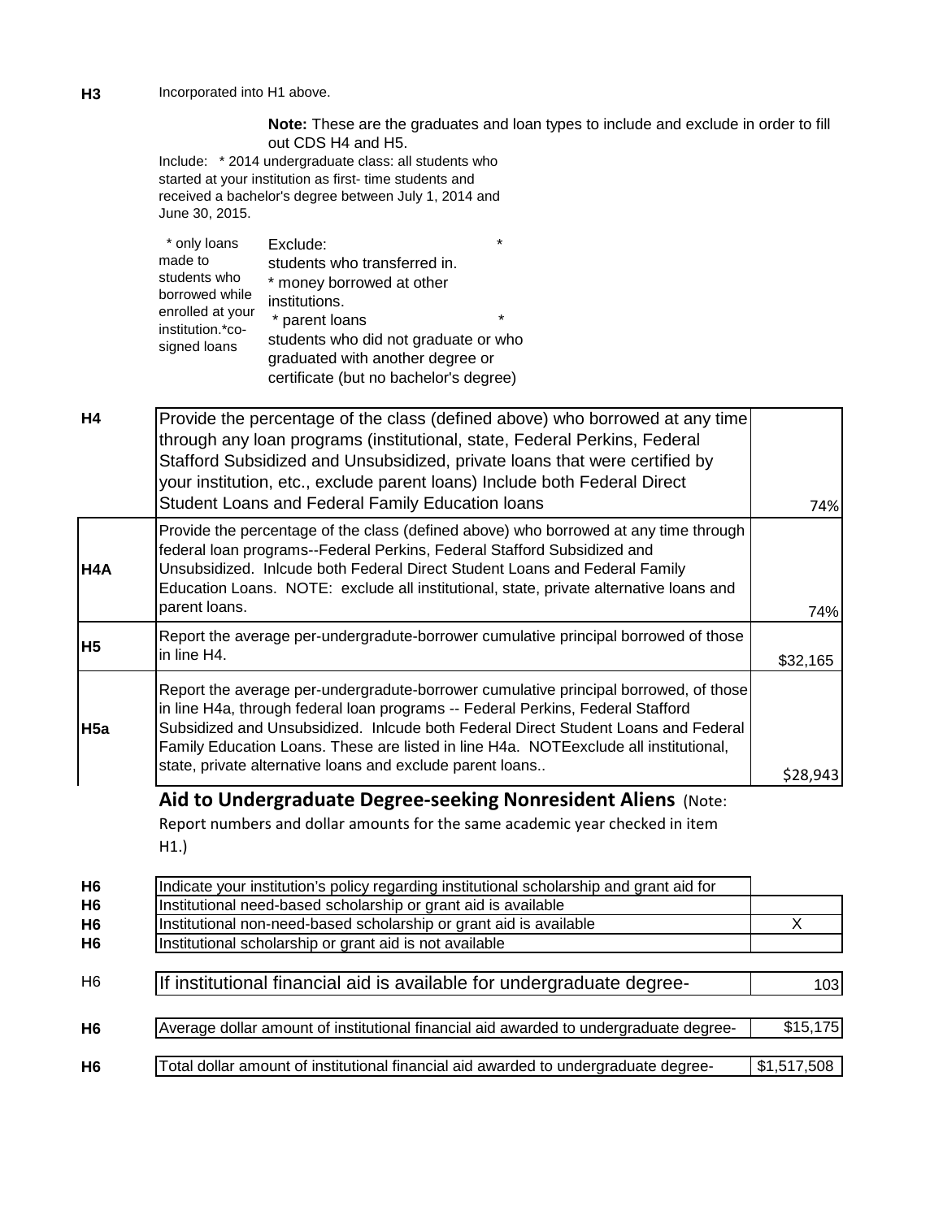**H3** Incorporated into H1 above.

**Note:** These are the graduates and loan types to include and exclude in order to fill out CDS H4 and H5.

Include: * 2014 undergraduate class: all students who started at your institution as first- time students and received a bachelor's degree between July 1, 2014 and June 30, 2015.

* only loans made to students who borrowed while enrolled at your institution.*co-signed loans

Exclude: * students who transferred in.
* money borrowed at other institutions.
* parent loans * students who did not graduate or who graduated with another degree or certificate (but no bachelor's degree)

| | | |
|---|---|---|
| H4 | Provide the percentage of the class (defined above) who borrowed at any time through any loan programs (institutional, state, Federal Perkins, Federal Stafford Subsidized and Unsubsidized, private loans that were certified by your institution, etc., exclude parent loans) Include both Federal Direct Student Loans and Federal Family Education loans | 74% |
| H4A | Provide the percentage of the class (defined above) who borrowed at any time through federal loan programs--Federal Perkins, Federal Stafford Subsidized and Unsubsidized. Inlcude both Federal Direct Student Loans and Federal Family Education Loans. NOTE: exclude all institutional, state, private alternative loans and parent loans. | 74% |
| H5 | Report the average per-undergradute-borrower cumulative principal borrowed of those in line H4. | $32,165 |
| H5a | Report the average per-undergradute-borrower cumulative principal borrowed, of those in line H4a, through federal loan programs -- Federal Perkins, Federal Stafford Subsidized and Unsubsidized. Inlcude both Federal Direct Student Loans and Federal Family Education Loans. These are listed in line H4a. NOTEexclude all institutional, state, private alternative loans and exclude parent loans.. | $28,943 |

## Aid to Undergraduate Degree-seeking Nonresident Aliens (Note: Report numbers and dollar amounts for the same academic year checked in item H1.)

| | | |
|---|---|---|
| H6 | Indicate your institution's policy regarding institutional scholarship and grant aid for | |
| H6 | Institutional need-based scholarship or grant aid is available | |
| H6 | Institutional non-need-based scholarship or grant aid is available | X |
| H6 | Institutional scholarship or grant aid is not available | |
| H6 | If institutional financial aid is available for undergraduate degree- | 103 |
| H6 | Average dollar amount of institutional financial aid awarded to undergraduate degree- | $15,175 |
| H6 | Total dollar amount of institutional financial aid awarded to undergraduate degree- | $1,517,508 |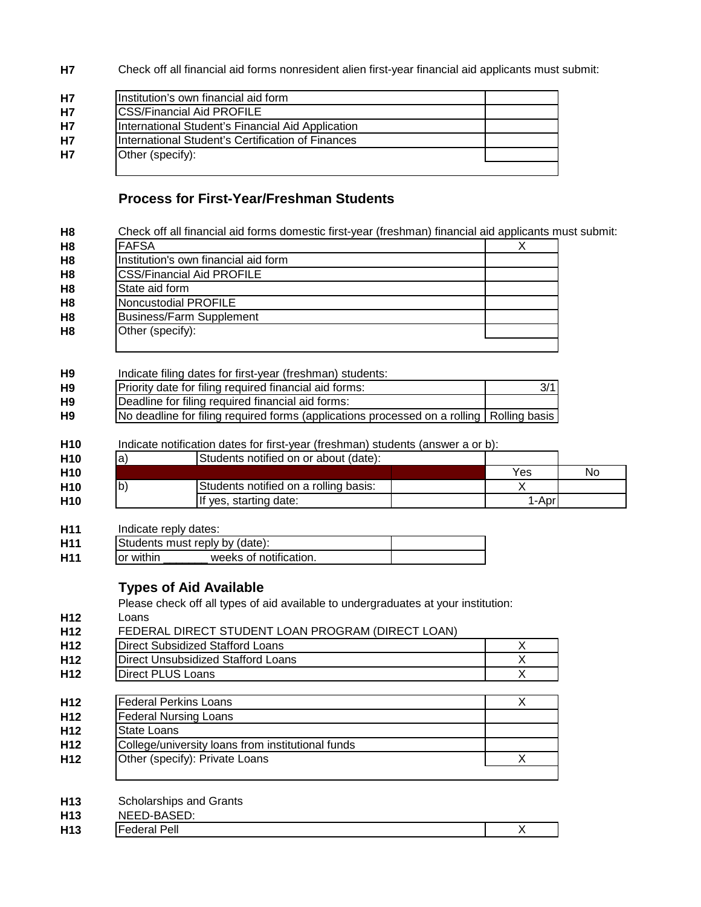**H7** Check off all financial aid forms nonresident alien first-year financial aid applicants must submit:

| Form | |
|---|---|
| Institution's own financial aid form | |
| CSS/Financial Aid PROFILE | |
| International Student's Financial Aid Application | |
| International Student's Certification of Finances | |
| Other (specify): | |

## Process for First-Year/Freshman Students

**H8** Check off all financial aid forms domestic first-year (freshman) financial aid applicants must submit:

| Form | |
|---|---|
| FAFSA | X |
| Institution's own financial aid form | |
| CSS/Financial Aid PROFILE | |
| State aid form | |
| Noncustodial PROFILE | |
| Business/Farm Supplement | |
| Other (specify): | |

**H9** Indicate filing dates for first-year (freshman) students:

| | |
|---|---|
| Priority date for filing required financial aid forms: | 3/1 |
| Deadline for filing required financial aid forms: | |
| No deadline for filing required forms (applications processed on a rolling | Rolling basis |

**H10** Indicate notification dates for first-year (freshman) students (answer a or b):

| | | | | |
|---|---|---|---|---|
| a) | Students notified on or about (date): | | | |
| | | | Yes | No |
| b) | Students notified on a rolling basis: | | X | |
| | If yes, starting date: | | 1-Apr | |

**H11** Indicate reply dates:

| | |
|---|---|
| Students must reply by (date): | |
| or within _______ weeks of notification. | |

## Types of Aid Available

Please check off all types of aid available to undergraduates at your institution:

**H12** Loans

FEDERAL DIRECT STUDENT LOAN PROGRAM (DIRECT LOAN)

| | |
|---|---|
| Direct Subsidized Stafford Loans | X |
| Direct Unsubsidized Stafford Loans | X |
| Direct PLUS Loans | X |

| | |
|---|---|
| Federal Perkins Loans | X |
| Federal Nursing Loans | |
| State Loans | |
| College/university loans from institutional funds | |
| Other (specify): Private Loans | X |

**H13** Scholarships and Grants

NEED-BASED:

| | |
|---|---|
| Federal Pell | X |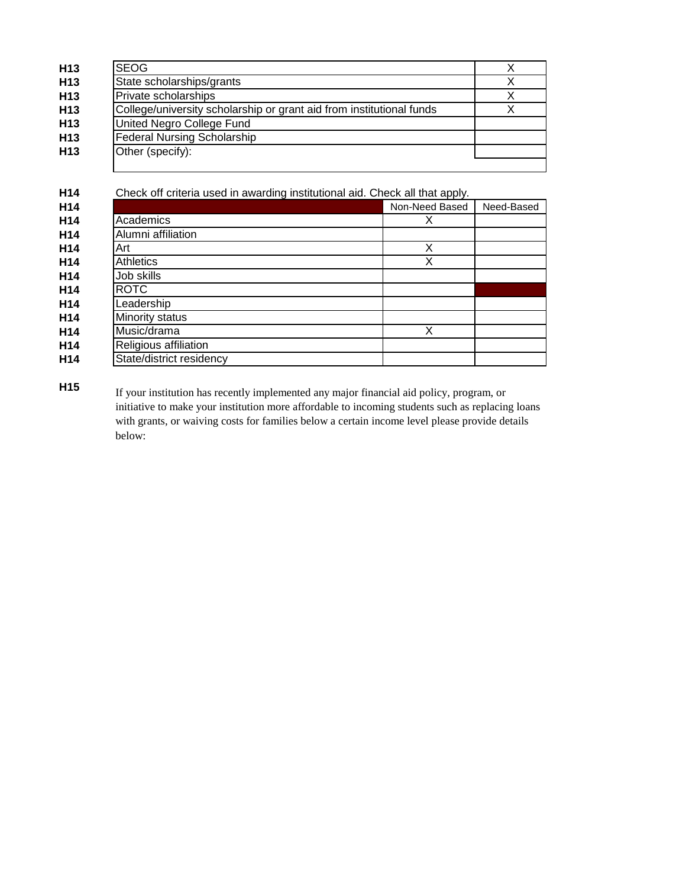| | | |
|---|---|---|
| H13 | SEOG | X |
| H13 | State scholarships/grants | X |
| H13 | Private scholarships | X |
| H13 | College/university scholarship or grant aid from institutional funds | X |
| H13 | United Negro College Fund | |
| H13 | Federal Nursing Scholarship | |
| H13 | Other (specify): | |

**H14** Check off criteria used in awarding institutional aid. Check all that apply.

| | | Non-Need Based | Need-Based |
|---|---|---|---|
| H14 | Academics | X | |
| H14 | Alumni affiliation | | |
| H14 | Art | X | |
| H14 | Athletics | X | |
| H14 | Job skills | | |
| H14 | ROTC | | |
| H14 | Leadership | | |
| H14 | Minority status | | |
| H14 | Music/drama | X | |
| H14 | Religious affiliation | | |
| H14 | State/district residency | | |

**H15** If your institution has recently implemented any major financial aid policy, program, or initiative to make your institution more affordable to incoming students such as replacing loans with grants, or waiving costs for families below a certain income level please provide details below: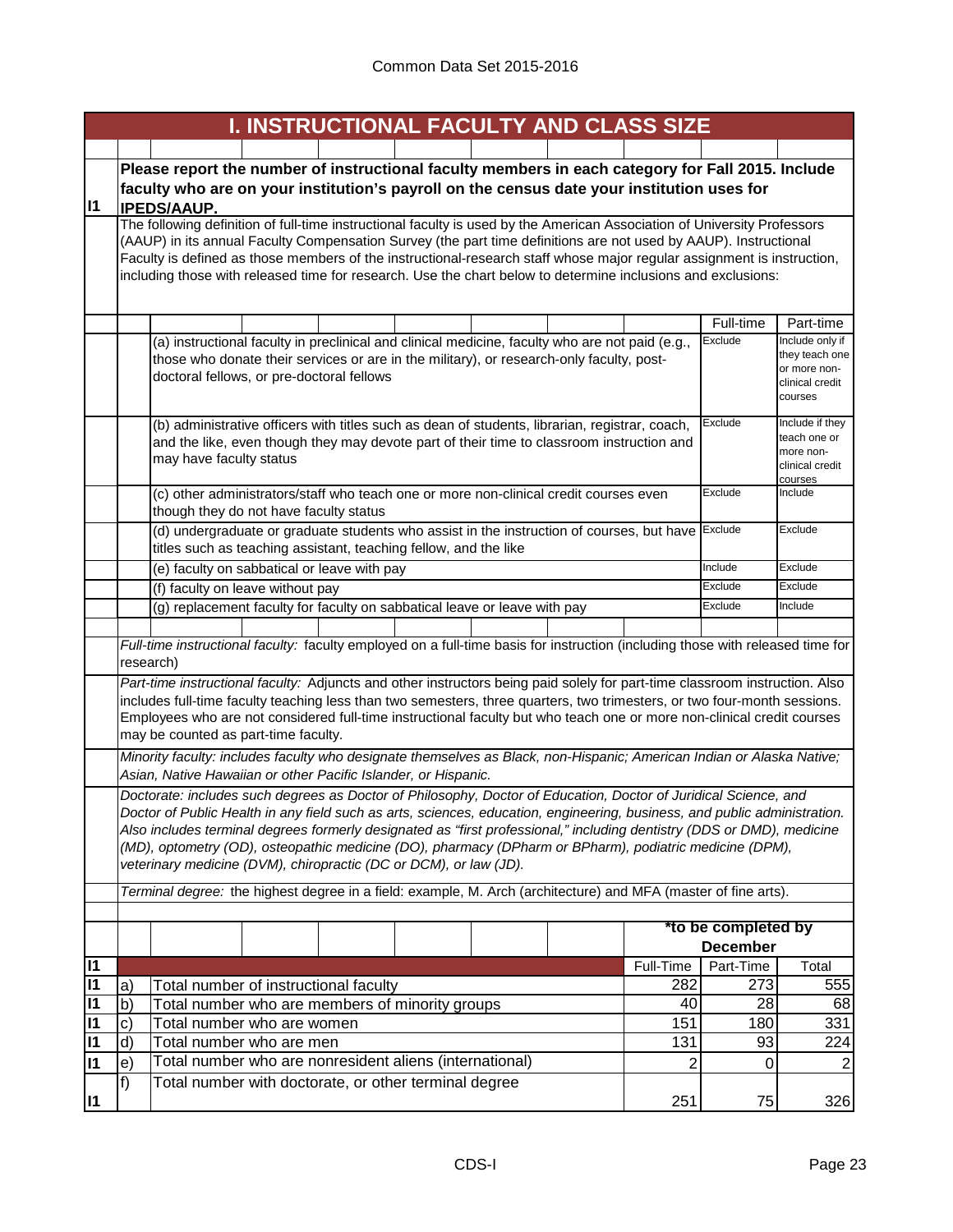Common Data Set 2015-2016

# I. INSTRUCTIONAL FACULTY AND CLASS SIZE

**I1 Please report the number of instructional faculty members in each category for Fall 2015. Include faculty who are on your institution's payroll on the census date your institution uses for IPEDS/AAUP.**

The following definition of full-time instructional faculty is used by the American Association of University Professors (AAUP) in its annual Faculty Compensation Survey (the part time definitions are not used by AAUP). Instructional Faculty is defined as those members of the instructional-research staff whose major regular assignment is instruction, including those with released time for research. Use the chart below to determine inclusions and exclusions:

| | Full-time | Part-time |
|---|---|---|
| (a) instructional faculty in preclinical and clinical medicine, faculty who are not paid (e.g., those who donate their services or are in the military), or research-only faculty, post-doctoral fellows, or pre-doctoral fellows | Exclude | Include only if they teach one or more non-clinical credit courses |
| (b) administrative officers with titles such as dean of students, librarian, registrar, coach, and the like, even though they may devote part of their time to classroom instruction and may have faculty status | Exclude | Include if they teach one or more non-clinical credit courses |
| (c) other administrators/staff who teach one or more non-clinical credit courses even though they do not have faculty status | Exclude | Include |
| (d) undergraduate or graduate students who assist in the instruction of courses, but have titles such as teaching assistant, teaching fellow, and the like | Exclude | Exclude |
| (e) faculty on sabbatical or leave with pay | Include | Exclude |
| (f) faculty on leave without pay | Exclude | Exclude |
| (g) replacement faculty for faculty on sabbatical leave or leave with pay | Exclude | Include |

*Full-time instructional faculty:* faculty employed on a full-time basis for instruction (including those with released time for research)

*Part-time instructional faculty:* Adjuncts and other instructors being paid solely for part-time classroom instruction. Also includes full-time faculty teaching less than two semesters, three quarters, two trimesters, or two four-month sessions. Employees who are not considered full-time instructional faculty but who teach one or more non-clinical credit courses may be counted as part-time faculty.

*Minority faculty: includes faculty who designate themselves as Black, non-Hispanic; American Indian or Alaska Native; Asian, Native Hawaiian or other Pacific Islander, or Hispanic.*

*Doctorate: includes such degrees as Doctor of Philosophy, Doctor of Education, Doctor of Juridical Science, and Doctor of Public Health in any field such as arts, sciences, education, engineering, business, and public administration. Also includes terminal degrees formerly designated as "first professional," including dentistry (DDS or DMD), medicine (MD), optometry (OD), osteopathic medicine (DO), pharmacy (DPharm or BPharm), podiatric medicine (DPM), veterinary medicine (DVM), chiropractic (DC or DCM), or law (JD).*

*Terminal degree:* the highest degree in a field: example, M. Arch (architecture) and MFA (master of fine arts).

**\*to be completed by December**

| | | | Full-Time | Part-Time | Total |
|---|---|---|---|---|---|
| I1 | a) | Total number of instructional faculty | 282 | 273 | 555 |
| I1 | b) | Total number who are members of minority groups | 40 | 28 | 68 |
| I1 | c) | Total number who are women | 151 | 180 | 331 |
| I1 | d) | Total number who are men | 131 | 93 | 224 |
| I1 | e) | Total number who are nonresident aliens (international) | 2 | 0 | 2 |
| I1 | f) | Total number with doctorate, or other terminal degree | 251 | 75 | 326 |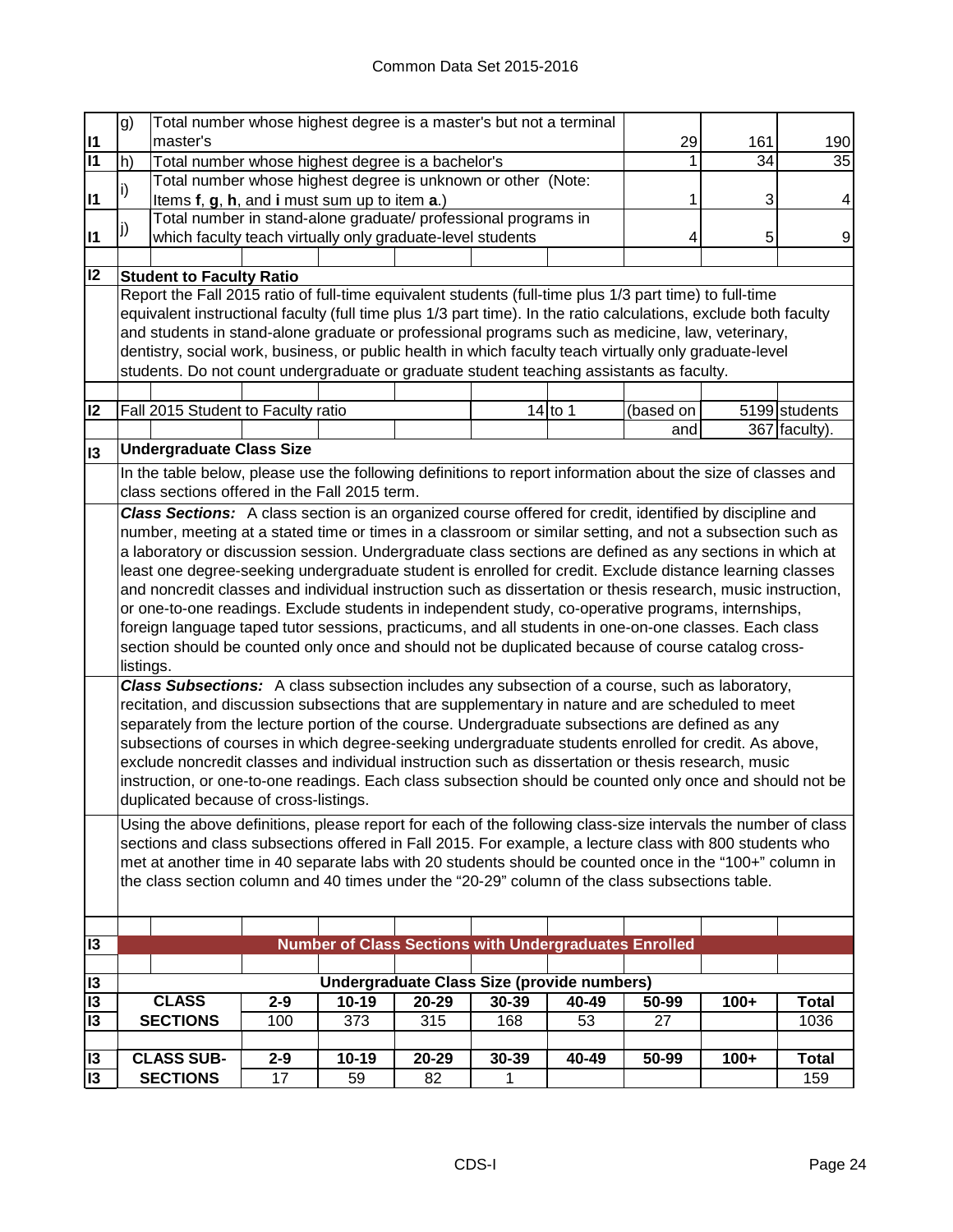| | | | | | |
|---|---|---|---|---|---|
| I1 | g) | Total number whose highest degree is a master's but not a terminal master's | 29 | 161 | 190 |
| I1 | h) | Total number whose highest degree is a bachelor's | 1 | 34 | 35 |
| I1 | i) | Total number whose highest degree is unknown or other (Note: Items **f**, **g**, **h**, and **i** must sum up to item **a**.) | 1 | 3 | 4 |
| I1 | j) | Total number in stand-alone graduate/ professional programs in which faculty teach virtually only graduate-level students | 4 | 5 | 9 |

## I2 Student to Faculty Ratio

Report the Fall 2015 ratio of full-time equivalent students (full-time plus 1/3 part time) to full-time equivalent instructional faculty (full time plus 1/3 part time). In the ratio calculations, exclude both faculty and students in stand-alone graduate or professional programs such as medicine, law, veterinary, dentistry, social work, business, or public health in which faculty teach virtually only graduate-level students. Do not count undergraduate or graduate student teaching assistants as faculty.

I2 Fall 2015 Student to Faculty ratio: 14 to 1 (based on 5199 students and 367 faculty).

## I3 Undergraduate Class Size

In the table below, please use the following definitions to report information about the size of classes and class sections offered in the Fall 2015 term.

***Class Sections:*** A class section is an organized course offered for credit, identified by discipline and number, meeting at a stated time or times in a classroom or similar setting, and not a subsection such as a laboratory or discussion session. Undergraduate class sections are defined as any sections in which at least one degree-seeking undergraduate student is enrolled for credit. Exclude distance learning classes and noncredit classes and individual instruction such as dissertation or thesis research, music instruction, or one-to-one readings. Exclude students in independent study, co-operative programs, internships, foreign language taped tutor sessions, practicums, and all students in one-on-one classes. Each class section should be counted only once and should not be duplicated because of course catalog cross-listings.

***Class Subsections:*** A class subsection includes any subsection of a course, such as laboratory, recitation, and discussion subsections that are supplementary in nature and are scheduled to meet separately from the lecture portion of the course. Undergraduate subsections are defined as any subsections of courses in which degree-seeking undergraduate students enrolled for credit. As above, exclude noncredit classes and individual instruction such as dissertation or thesis research, music instruction, or one-to-one readings. Each class subsection should be counted only once and should not be duplicated because of cross-listings.

Using the above definitions, please report for each of the following class-size intervals the number of class sections and class subsections offered in Fall 2015. For example, a lecture class with 800 students who met at another time in 40 separate labs with 20 students should be counted once in the "100+" column in the class section column and 40 times under the "20-29" column of the class subsections table.

**Number of Class Sections with Undergraduates Enrolled**

**Undergraduate Class Size (provide numbers)**

| | | 2-9 | 10-19 | 20-29 | 30-39 | 40-49 | 50-99 | 100+ | Total |
|---|---|---|---|---|---|---|---|---|---|
| I3 | CLASS SECTIONS | 100 | 373 | 315 | 168 | 53 | 27 | | 1036 |
| I3 | CLASS SUB-SECTIONS | 17 | 59 | 82 | 1 | | | | 159 |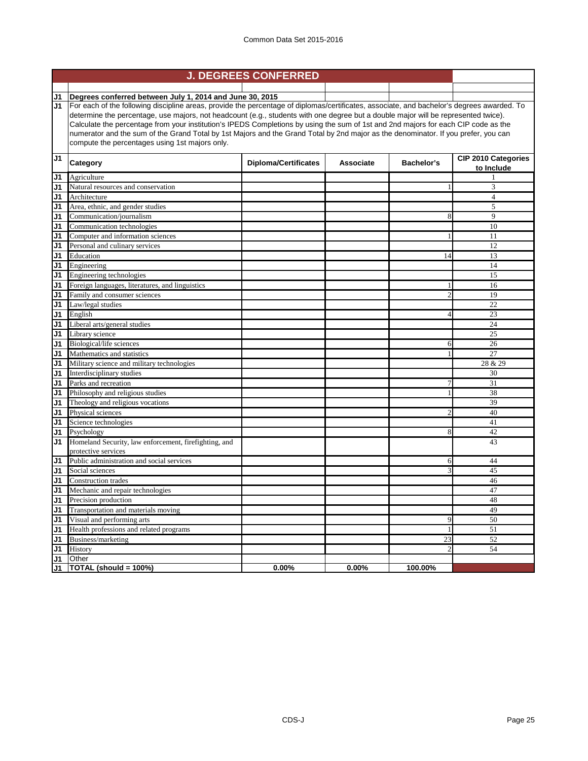Common Data Set 2015-2016

## J. DEGREES CONFERRED

**J1 Degrees conferred between July 1, 2014 and June 30, 2015**

J1 For each of the following discipline areas, provide the percentage of diplomas/certificates, associate, and bachelor's degrees awarded. To determine the percentage, use majors, not headcount (e.g., students with one degree but a double major will be represented twice). Calculate the percentage from your institution's IPEDS Completions by using the sum of 1st and 2nd majors for each CIP code as the numerator and the sum of the Grand Total by 1st Majors and the Grand Total by 2nd major as the denominator. If you prefer, you can compute the percentages using 1st majors only.

| | Category | Diploma/Certificates | Associate | Bachelor's | CIP 2010 Categories to Include |
|---|---|---|---|---|---|
| J1 | Agriculture | | | | 1 |
| J1 | Natural resources and conservation | | | 1 | 3 |
| J1 | Architecture | | | | 4 |
| J1 | Area, ethnic, and gender studies | | | | 5 |
| J1 | Communication/journalism | | | 8 | 9 |
| J1 | Communication technologies | | | | 10 |
| J1 | Computer and information sciences | | | 1 | 11 |
| J1 | Personal and culinary services | | | | 12 |
| J1 | Education | | | 14 | 13 |
| J1 | Engineering | | | | 14 |
| J1 | Engineering technologies | | | | 15 |
| J1 | Foreign languages, literatures, and linguistics | | | 1 | 16 |
| J1 | Family and consumer sciences | | | 2 | 19 |
| J1 | Law/legal studies | | | | 22 |
| J1 | English | | | 4 | 23 |
| J1 | Liberal arts/general studies | | | | 24 |
| J1 | Library science | | | | 25 |
| J1 | Biological/life sciences | | | 6 | 26 |
| J1 | Mathematics and statistics | | | 1 | 27 |
| J1 | Military science and military technologies | | | | 28 & 29 |
| J1 | Interdisciplinary studies | | | | 30 |
| J1 | Parks and recreation | | | 7 | 31 |
| J1 | Philosophy and religious studies | | | 1 | 38 |
| J1 | Theology and religious vocations | | | | 39 |
| J1 | Physical sciences | | | 2 | 40 |
| J1 | Science technologies | | | | 41 |
| J1 | Psychology | | | 8 | 42 |
| J1 | Homeland Security, law enforcement, firefighting, and protective services | | | | 43 |
| J1 | Public administration and social services | | | 6 | 44 |
| J1 | Social sciences | | | 3 | 45 |
| J1 | Construction trades | | | | 46 |
| J1 | Mechanic and repair technologies | | | | 47 |
| J1 | Precision production | | | | 48 |
| J1 | Transportation and materials moving | | | | 49 |
| J1 | Visual and performing arts | | | 9 | 50 |
| J1 | Health professions and related programs | | | 1 | 51 |
| J1 | Business/marketing | | | 23 | 52 |
| J1 | History | | | 2 | 54 |
| J1 | Other | | | | |
| J1 | **TOTAL (should = 100%)** | **0.00%** | **0.00%** | **100.00%** | |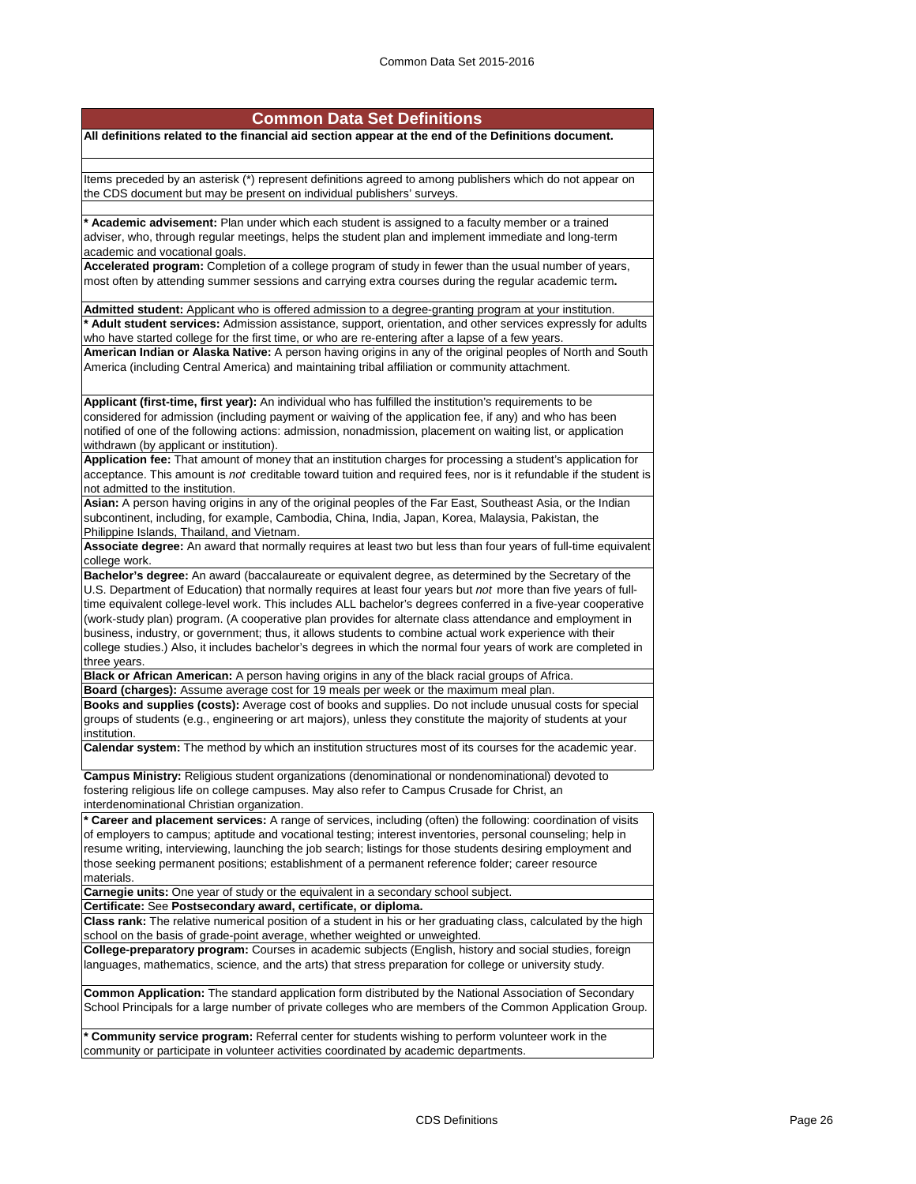## Common Data Set Definitions

**All definitions related to the financial aid section appear at the end of the Definitions document.**

Items preceded by an asterisk (*) represent definitions agreed to among publishers which do not appear on the CDS document but may be present on individual publishers' surveys.

**\* Academic advisement:** Plan under which each student is assigned to a faculty member or a trained adviser, who, through regular meetings, helps the student plan and implement immediate and long-term academic and vocational goals.

**Accelerated program:** Completion of a college program of study in fewer than the usual number of years, most often by attending summer sessions and carrying extra courses during the regular academic term**.**

**Admitted student:** Applicant who is offered admission to a degree-granting program at your institution.

**\* Adult student services:** Admission assistance, support, orientation, and other services expressly for adults who have started college for the first time, or who are re-entering after a lapse of a few years.

**American Indian or Alaska Native:** A person having origins in any of the original peoples of North and South America (including Central America) and maintaining tribal affiliation or community attachment.

**Applicant (first-time, first year):** An individual who has fulfilled the institution's requirements to be considered for admission (including payment or waiving of the application fee, if any) and who has been notified of one of the following actions: admission, nonadmission, placement on waiting list, or application withdrawn (by applicant or institution).

**Application fee:** That amount of money that an institution charges for processing a student's application for acceptance. This amount is *not* creditable toward tuition and required fees, nor is it refundable if the student is not admitted to the institution.

**Asian:** A person having origins in any of the original peoples of the Far East, Southeast Asia, or the Indian subcontinent, including, for example, Cambodia, China, India, Japan, Korea, Malaysia, Pakistan, the Philippine Islands, Thailand, and Vietnam.

**Associate degree:** An award that normally requires at least two but less than four years of full-time equivalent college work.

**Bachelor's degree:** An award (baccalaureate or equivalent degree, as determined by the Secretary of the U.S. Department of Education) that normally requires at least four years but *not* more than five years of full-time equivalent college-level work. This includes ALL bachelor's degrees conferred in a five-year cooperative (work-study plan) program. (A cooperative plan provides for alternate class attendance and employment in business, industry, or government; thus, it allows students to combine actual work experience with their college studies.) Also, it includes bachelor's degrees in which the normal four years of work are completed in three years.

**Black or African American:** A person having origins in any of the black racial groups of Africa.

**Board (charges):** Assume average cost for 19 meals per week or the maximum meal plan.

**Books and supplies (costs):** Average cost of books and supplies. Do not include unusual costs for special groups of students (e.g., engineering or art majors), unless they constitute the majority of students at your institution.

**Calendar system:** The method by which an institution structures most of its courses for the academic year.

**Campus Ministry:** Religious student organizations (denominational or nondenominational) devoted to fostering religious life on college campuses. May also refer to Campus Crusade for Christ, an interdenominational Christian organization.

**\* Career and placement services:** A range of services, including (often) the following: coordination of visits of employers to campus; aptitude and vocational testing; interest inventories, personal counseling; help in resume writing, interviewing, launching the job search; listings for those students desiring employment and those seeking permanent positions; establishment of a permanent reference folder; career resource materials.

**Carnegie units:** One year of study or the equivalent in a secondary school subject.

**Certificate:** See **Postsecondary award, certificate, or diploma.**

**Class rank:** The relative numerical position of a student in his or her graduating class, calculated by the high school on the basis of grade-point average, whether weighted or unweighted.

**College-preparatory program:** Courses in academic subjects (English, history and social studies, foreign languages, mathematics, science, and the arts) that stress preparation for college or university study.

**Common Application:** The standard application form distributed by the National Association of Secondary School Principals for a large number of private colleges who are members of the Common Application Group.

**\* Community service program:** Referral center for students wishing to perform volunteer work in the community or participate in volunteer activities coordinated by academic departments.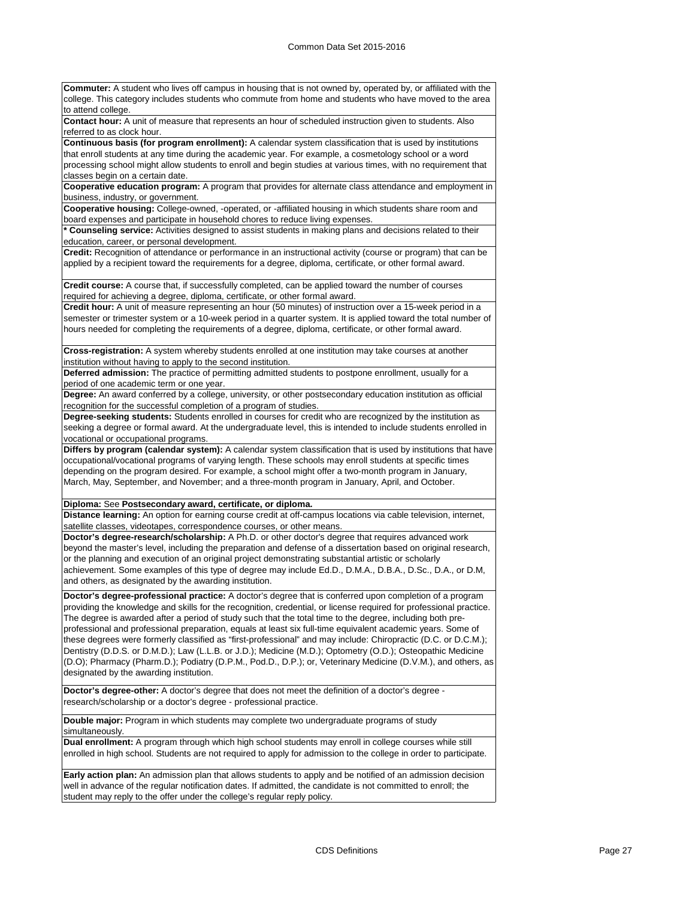**Commuter:** A student who lives off campus in housing that is not owned by, operated by, or affiliated with the college. This category includes students who commute from home and students who have moved to the area to attend college.

**Contact hour:** A unit of measure that represents an hour of scheduled instruction given to students. Also referred to as clock hour.

**Continuous basis (for program enrollment):** A calendar system classification that is used by institutions that enroll students at any time during the academic year. For example, a cosmetology school or a word processing school might allow students to enroll and begin studies at various times, with no requirement that classes begin on a certain date.

**Cooperative education program:** A program that provides for alternate class attendance and employment in business, industry, or government.

**Cooperative housing:** College-owned, -operated, or -affiliated housing in which students share room and board expenses and participate in household chores to reduce living expenses.

**\* Counseling service:** Activities designed to assist students in making plans and decisions related to their education, career, or personal development.

**Credit:** Recognition of attendance or performance in an instructional activity (course or program) that can be applied by a recipient toward the requirements for a degree, diploma, certificate, or other formal award.

**Credit course:** A course that, if successfully completed, can be applied toward the number of courses required for achieving a degree, diploma, certificate, or other formal award.

**Credit hour:** A unit of measure representing an hour (50 minutes) of instruction over a 15-week period in a semester or trimester system or a 10-week period in a quarter system. It is applied toward the total number of hours needed for completing the requirements of a degree, diploma, certificate, or other formal award.

**Cross-registration:** A system whereby students enrolled at one institution may take courses at another institution without having to apply to the second institution.

**Deferred admission:** The practice of permitting admitted students to postpone enrollment, usually for a period of one academic term or one year.

**Degree:** An award conferred by a college, university, or other postsecondary education institution as official recognition for the successful completion of a program of studies.

**Degree-seeking students:** Students enrolled in courses for credit who are recognized by the institution as seeking a degree or formal award. At the undergraduate level, this is intended to include students enrolled in vocational or occupational programs.

**Differs by program (calendar system):** A calendar system classification that is used by institutions that have occupational/vocational programs of varying length. These schools may enroll students at specific times depending on the program desired. For example, a school might offer a two-month program in January, March, May, September, and November; and a three-month program in January, April, and October.

**Diploma:** See **Postsecondary award, certificate, or diploma.**

**Distance learning:** An option for earning course credit at off-campus locations via cable television, internet, satellite classes, videotapes, correspondence courses, or other means.

**Doctor's degree-research/scholarship:** A Ph.D. or other doctor's degree that requires advanced work beyond the master's level, including the preparation and defense of a dissertation based on original research, or the planning and execution of an original project demonstrating substantial artistic or scholarly achievement. Some examples of this type of degree may include Ed.D., D.M.A., D.B.A., D.Sc., D.A., or D.M, and others, as designated by the awarding institution.

**Doctor's degree-professional practice:** A doctor's degree that is conferred upon completion of a program providing the knowledge and skills for the recognition, credential, or license required for professional practice. The degree is awarded after a period of study such that the total time to the degree, including both pre-professional and professional preparation, equals at least six full-time equivalent academic years. Some of these degrees were formerly classified as "first-professional" and may include: Chiropractic (D.C. or D.C.M.); Dentistry (D.D.S. or D.M.D.); Law (L.L.B. or J.D.); Medicine (M.D.); Optometry (O.D.); Osteopathic Medicine (D.O); Pharmacy (Pharm.D.); Podiatry (D.P.M., Pod.D., D.P.); or, Veterinary Medicine (D.V.M.), and others, as designated by the awarding institution.

**Doctor's degree-other:** A doctor's degree that does not meet the definition of a doctor's degree - research/scholarship or a doctor's degree - professional practice.

**Double major:** Program in which students may complete two undergraduate programs of study simultaneously.

**Dual enrollment:** A program through which high school students may enroll in college courses while still enrolled in high school. Students are not required to apply for admission to the college in order to participate.

**Early action plan:** An admission plan that allows students to apply and be notified of an admission decision well in advance of the regular notification dates. If admitted, the candidate is not committed to enroll; the student may reply to the offer under the college's regular reply policy.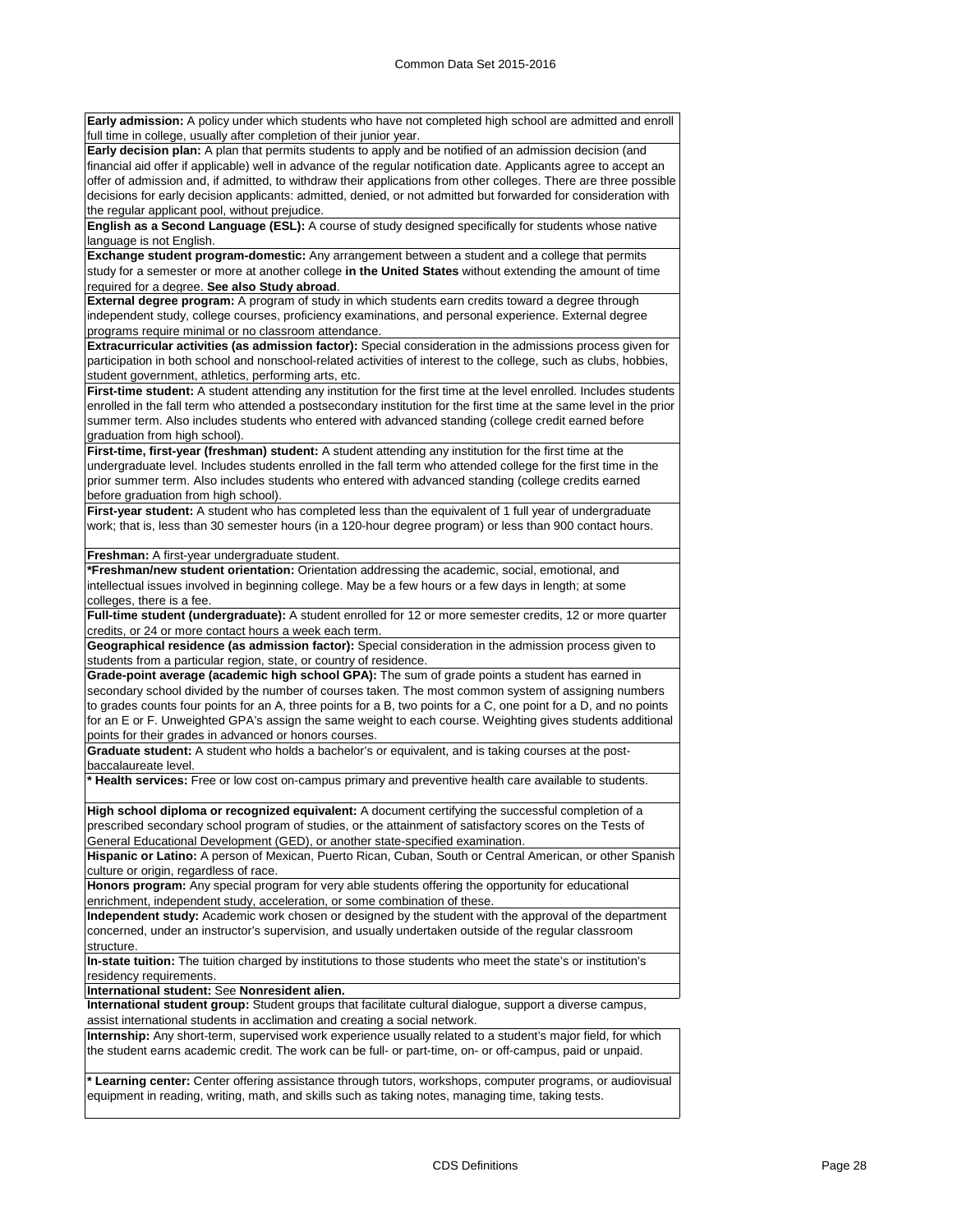**Early admission:** A policy under which students who have not completed high school are admitted and enroll full time in college, usually after completion of their junior year.

**Early decision plan:** A plan that permits students to apply and be notified of an admission decision (and financial aid offer if applicable) well in advance of the regular notification date. Applicants agree to accept an offer of admission and, if admitted, to withdraw their applications from other colleges. There are three possible decisions for early decision applicants: admitted, denied, or not admitted but forwarded for consideration with the regular applicant pool, without prejudice.

**English as a Second Language (ESL):** A course of study designed specifically for students whose native language is not English.

**Exchange student program-domestic:** Any arrangement between a student and a college that permits study for a semester or more at another college **in the United States** without extending the amount of time required for a degree. **See also Study abroad**.

**External degree program:** A program of study in which students earn credits toward a degree through independent study, college courses, proficiency examinations, and personal experience. External degree programs require minimal or no classroom attendance.

**Extracurricular activities (as admission factor):** Special consideration in the admissions process given for participation in both school and nonschool-related activities of interest to the college, such as clubs, hobbies, student government, athletics, performing arts, etc.

**First-time student:** A student attending any institution for the first time at the level enrolled. Includes students enrolled in the fall term who attended a postsecondary institution for the first time at the same level in the prior summer term. Also includes students who entered with advanced standing (college credit earned before graduation from high school).

**First-time, first-year (freshman) student:** A student attending any institution for the first time at the undergraduate level. Includes students enrolled in the fall term who attended college for the first time in the prior summer term. Also includes students who entered with advanced standing (college credits earned before graduation from high school).

**First-year student:** A student who has completed less than the equivalent of 1 full year of undergraduate work; that is, less than 30 semester hours (in a 120-hour degree program) or less than 900 contact hours.

**Freshman:** A first-year undergraduate student.

***Freshman/new student orientation:** Orientation addressing the academic, social, emotional, and intellectual issues involved in beginning college. May be a few hours or a few days in length; at some colleges, there is a fee.

**Full-time student (undergraduate):** A student enrolled for 12 or more semester credits, 12 or more quarter credits, or 24 or more contact hours a week each term.

**Geographical residence (as admission factor):** Special consideration in the admission process given to students from a particular region, state, or country of residence.

**Grade-point average (academic high school GPA):** The sum of grade points a student has earned in secondary school divided by the number of courses taken. The most common system of assigning numbers to grades counts four points for an A, three points for a B, two points for a C, one point for a D, and no points for an E or F. Unweighted GPA's assign the same weight to each course. Weighting gives students additional points for their grades in advanced or honors courses.

**Graduate student:** A student who holds a bachelor's or equivalent, and is taking courses at the post-baccalaureate level.

*** Health services:** Free or low cost on-campus primary and preventive health care available to students.

**High school diploma or recognized equivalent:** A document certifying the successful completion of a prescribed secondary school program of studies, or the attainment of satisfactory scores on the Tests of General Educational Development (GED), or another state-specified examination.

**Hispanic or Latino:** A person of Mexican, Puerto Rican, Cuban, South or Central American, or other Spanish culture or origin, regardless of race.

**Honors program:** Any special program for very able students offering the opportunity for educational enrichment, independent study, acceleration, or some combination of these.

**Independent study:** Academic work chosen or designed by the student with the approval of the department concerned, under an instructor's supervision, and usually undertaken outside of the regular classroom structure.

**In-state tuition:** The tuition charged by institutions to those students who meet the state's or institution's residency requirements.

**International student:** See **Nonresident alien.**

**International student group:** Student groups that facilitate cultural dialogue, support a diverse campus, assist international students in acclimation and creating a social network.

**Internship:** Any short-term, supervised work experience usually related to a student's major field, for which the student earns academic credit. The work can be full- or part-time, on- or off-campus, paid or unpaid.

*** Learning center:** Center offering assistance through tutors, workshops, computer programs, or audiovisual equipment in reading, writing, math, and skills such as taking notes, managing time, taking tests.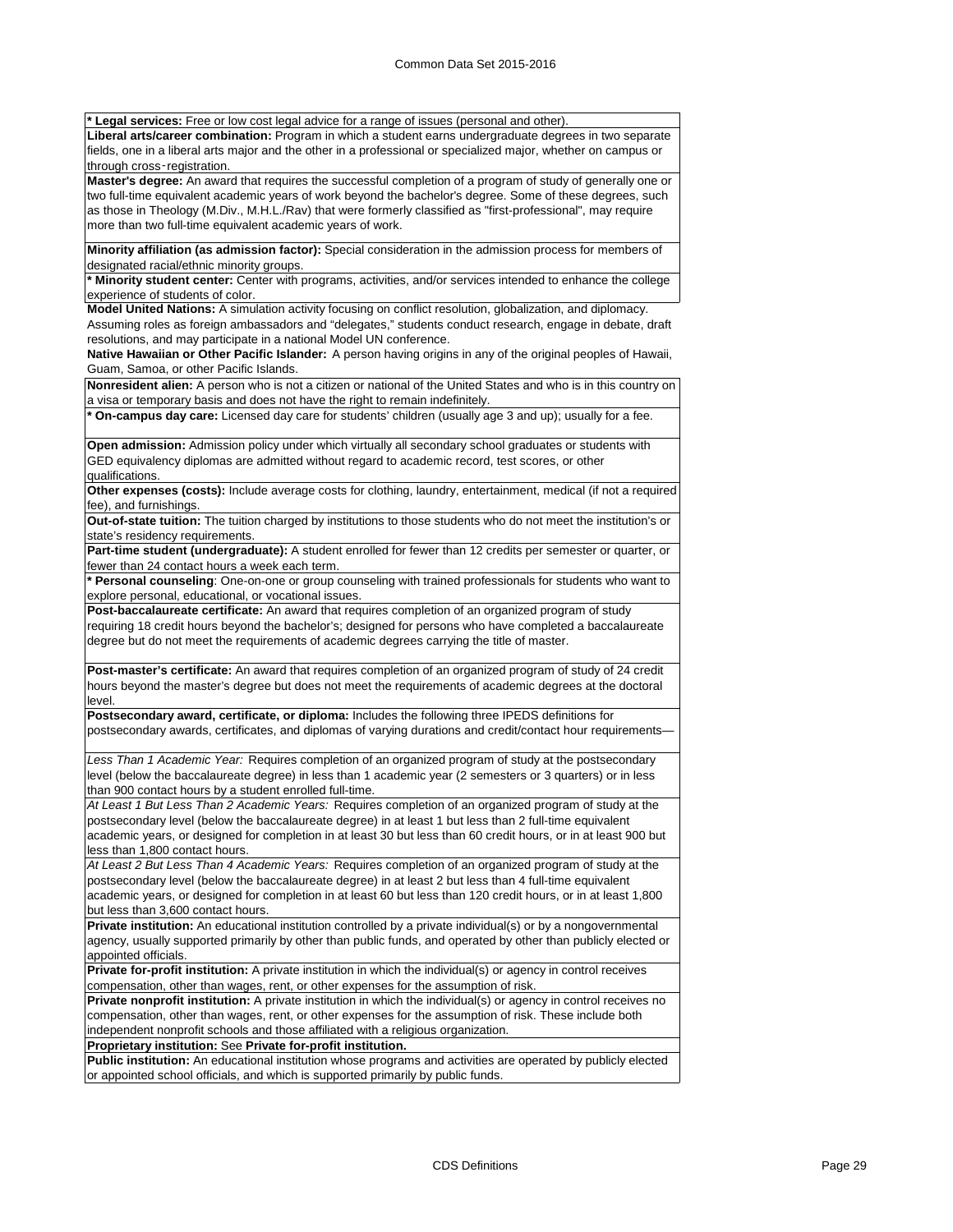**\* Legal services:** Free or low cost legal advice for a range of issues (personal and other).

**Liberal arts/career combination:** Program in which a student earns undergraduate degrees in two separate fields, one in a liberal arts major and the other in a professional or specialized major, whether on campus or through cross‑registration.

**Master's degree:** An award that requires the successful completion of a program of study of generally one or two full-time equivalent academic years of work beyond the bachelor's degree. Some of these degrees, such as those in Theology (M.Div., M.H.L./Rav) that were formerly classified as "first-professional", may require more than two full-time equivalent academic years of work.

**Minority affiliation (as admission factor):** Special consideration in the admission process for members of designated racial/ethnic minority groups.

**\* Minority student center:** Center with programs, activities, and/or services intended to enhance the college experience of students of color.

**Model United Nations:** A simulation activity focusing on conflict resolution, globalization, and diplomacy. Assuming roles as foreign ambassadors and "delegates," students conduct research, engage in debate, draft resolutions, and may participate in a national Model UN conference.

**Native Hawaiian or Other Pacific Islander:** A person having origins in any of the original peoples of Hawaii, Guam, Samoa, or other Pacific Islands.

**Nonresident alien:** A person who is not a citizen or national of the United States and who is in this country on a visa or temporary basis and does not have the right to remain indefinitely.

**\* On-campus day care:** Licensed day care for students' children (usually age 3 and up); usually for a fee.

**Open admission:** Admission policy under which virtually all secondary school graduates or students with GED equivalency diplomas are admitted without regard to academic record, test scores, or other qualifications.

**Other expenses (costs):** Include average costs for clothing, laundry, entertainment, medical (if not a required fee), and furnishings.

**Out-of-state tuition:** The tuition charged by institutions to those students who do not meet the institution's or state's residency requirements.

**Part-time student (undergraduate):** A student enrolled for fewer than 12 credits per semester or quarter, or fewer than 24 contact hours a week each term.

**\* Personal counseling**: One-on-one or group counseling with trained professionals for students who want to explore personal, educational, or vocational issues.

**Post-baccalaureate certificate:** An award that requires completion of an organized program of study requiring 18 credit hours beyond the bachelor's; designed for persons who have completed a baccalaureate degree but do not meet the requirements of academic degrees carrying the title of master.

**Post-master's certificate:** An award that requires completion of an organized program of study of 24 credit hours beyond the master's degree but does not meet the requirements of academic degrees at the doctoral level.

**Postsecondary award, certificate, or diploma:** Includes the following three IPEDS definitions for postsecondary awards, certificates, and diplomas of varying durations and credit/contact hour requirements—

*Less Than 1 Academic Year:* Requires completion of an organized program of study at the postsecondary level (below the baccalaureate degree) in less than 1 academic year (2 semesters or 3 quarters) or in less than 900 contact hours by a student enrolled full-time.

*At Least 1 But Less Than 2 Academic Years:* Requires completion of an organized program of study at the postsecondary level (below the baccalaureate degree) in at least 1 but less than 2 full-time equivalent academic years, or designed for completion in at least 30 but less than 60 credit hours, or in at least 900 but less than 1,800 contact hours.

*At Least 2 But Less Than 4 Academic Years:* Requires completion of an organized program of study at the postsecondary level (below the baccalaureate degree) in at least 2 but less than 4 full-time equivalent academic years, or designed for completion in at least 60 but less than 120 credit hours, or in at least 1,800 but less than 3,600 contact hours.

**Private institution:** An educational institution controlled by a private individual(s) or by a nongovernmental agency, usually supported primarily by other than public funds, and operated by other than publicly elected or appointed officials.

**Private for-profit institution:** A private institution in which the individual(s) or agency in control receives compensation, other than wages, rent, or other expenses for the assumption of risk.

**Private nonprofit institution:** A private institution in which the individual(s) or agency in control receives no compensation, other than wages, rent, or other expenses for the assumption of risk. These include both independent nonprofit schools and those affiliated with a religious organization.

**Proprietary institution:** See **Private for-profit institution.**

**Public institution:** An educational institution whose programs and activities are operated by publicly elected or appointed school officials, and which is supported primarily by public funds.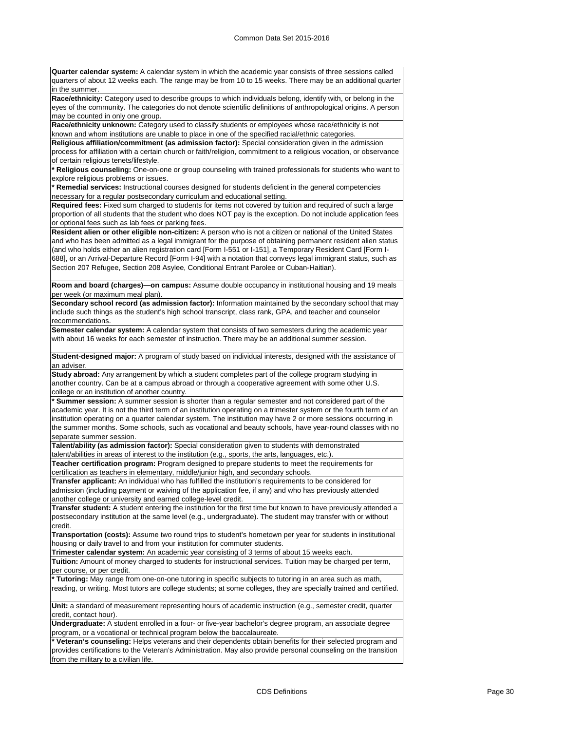**Quarter calendar system:** A calendar system in which the academic year consists of three sessions called quarters of about 12 weeks each. The range may be from 10 to 15 weeks. There may be an additional quarter in the summer.

**Race/ethnicity:** Category used to describe groups to which individuals belong, identify with, or belong in the eyes of the community. The categories do not denote scientific definitions of anthropological origins. A person may be counted in only one group.

**Race/ethnicity unknown:** Category used to classify students or employees whose race/ethnicity is not known and whom institutions are unable to place in one of the specified racial/ethnic categories.

**Religious affiliation/commitment (as admission factor):** Special consideration given in the admission process for affiliation with a certain church or faith/religion, commitment to a religious vocation, or observance of certain religious tenets/lifestyle.

**\* Religious counseling:** One-on-one or group counseling with trained professionals for students who want to explore religious problems or issues.

**\* Remedial services:** Instructional courses designed for students deficient in the general competencies necessary for a regular postsecondary curriculum and educational setting.

**Required fees:** Fixed sum charged to students for items not covered by tuition and required of such a large proportion of all students that the student who does NOT pay is the exception. Do not include application fees or optional fees such as lab fees or parking fees.

**Resident alien or other eligible non-citizen:** A person who is not a citizen or national of the United States and who has been admitted as a legal immigrant for the purpose of obtaining permanent resident alien status (and who holds either an alien registration card [Form I-551 or I-151], a Temporary Resident Card [Form I-688], or an Arrival-Departure Record [Form I-94] with a notation that conveys legal immigrant status, such as Section 207 Refugee, Section 208 Asylee, Conditional Entrant Parolee or Cuban-Haitian).

**Room and board (charges)—on campus:** Assume double occupancy in institutional housing and 19 meals per week (or maximum meal plan).

**Secondary school record (as admission factor):** Information maintained by the secondary school that may include such things as the student's high school transcript, class rank, GPA, and teacher and counselor recommendations.

**Semester calendar system:** A calendar system that consists of two semesters during the academic year with about 16 weeks for each semester of instruction. There may be an additional summer session.

**Student-designed major:** A program of study based on individual interests, designed with the assistance of an adviser.

**Study abroad:** Any arrangement by which a student completes part of the college program studying in another country. Can be at a campus abroad or through a cooperative agreement with some other U.S. college or an institution of another country.

**\* Summer session:** A summer session is shorter than a regular semester and not considered part of the academic year. It is not the third term of an institution operating on a trimester system or the fourth term of an institution operating on a quarter calendar system. The institution may have 2 or more sessions occurring in the summer months. Some schools, such as vocational and beauty schools, have year-round classes with no separate summer session.

**Talent/ability (as admission factor):** Special consideration given to students with demonstrated talent/abilities in areas of interest to the institution (e.g., sports, the arts, languages, etc.).

**Teacher certification program:** Program designed to prepare students to meet the requirements for certification as teachers in elementary, middle/junior high, and secondary schools.

**Transfer applicant:** An individual who has fulfilled the institution's requirements to be considered for admission (including payment or waiving of the application fee, if any) and who has previously attended another college or university and earned college-level credit.

**Transfer student:** A student entering the institution for the first time but known to have previously attended a postsecondary institution at the same level (e.g., undergraduate). The student may transfer with or without credit.

**Transportation (costs):** Assume two round trips to student's hometown per year for students in institutional housing or daily travel to and from your institution for commuter students.

**Trimester calendar system:** An academic year consisting of 3 terms of about 15 weeks each.

**Tuition:** Amount of money charged to students for instructional services. Tuition may be charged per term, per course, or per credit.

**\* Tutoring:** May range from one-on-one tutoring in specific subjects to tutoring in an area such as math, reading, or writing. Most tutors are college students; at some colleges, they are specially trained and certified.

**Unit:** a standard of measurement representing hours of academic instruction (e.g., semester credit, quarter credit, contact hour).

**Undergraduate:** A student enrolled in a four- or five-year bachelor's degree program, an associate degree program, or a vocational or technical program below the baccalaureate.

**\* Veteran's counseling:** Helps veterans and their dependents obtain benefits for their selected program and provides certifications to the Veteran's Administration. May also provide personal counseling on the transition from the military to a civilian life.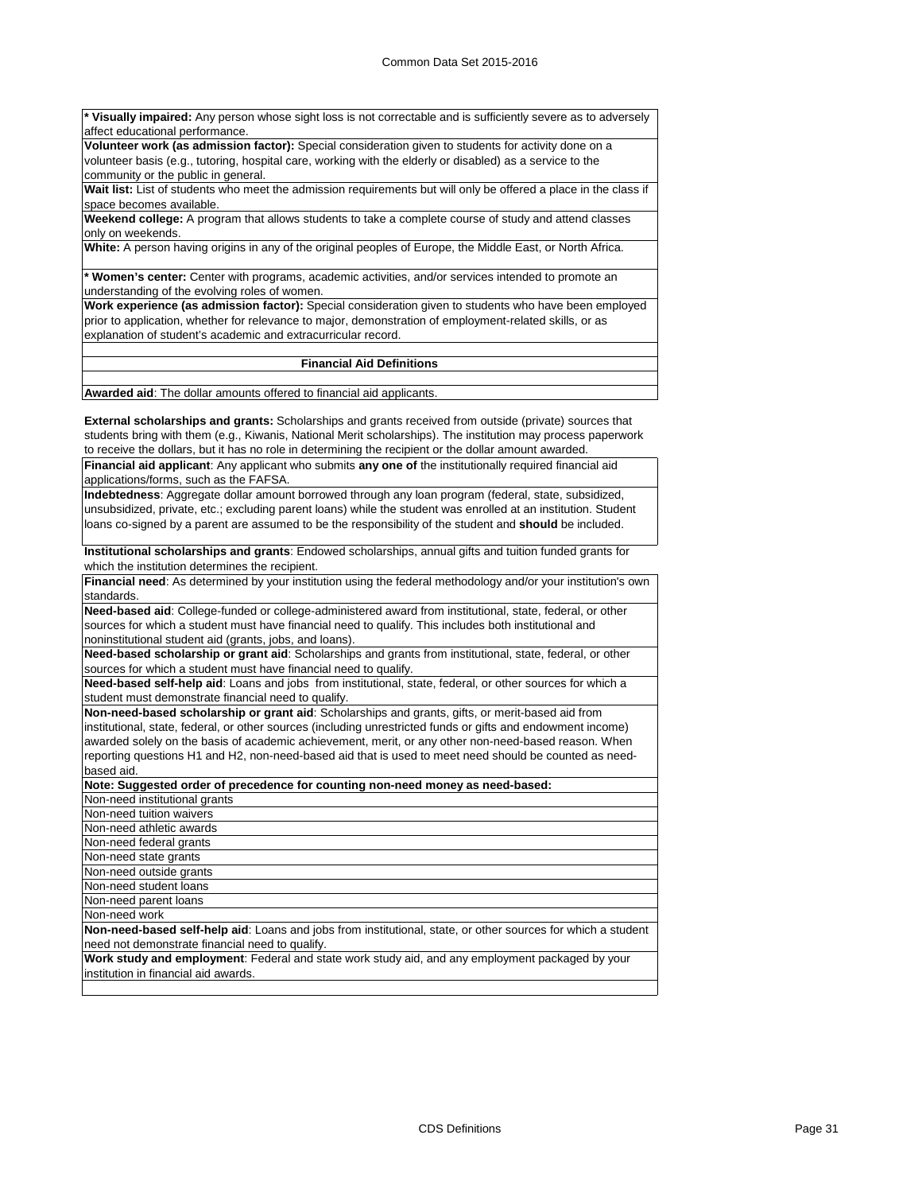**\* Visually impaired:** Any person whose sight loss is not correctable and is sufficiently severe as to adversely affect educational performance.

**Volunteer work (as admission factor):** Special consideration given to students for activity done on a volunteer basis (e.g., tutoring, hospital care, working with the elderly or disabled) as a service to the community or the public in general.

**Wait list:** List of students who meet the admission requirements but will only be offered a place in the class if space becomes available.

**Weekend college:** A program that allows students to take a complete course of study and attend classes only on weekends.

**White:** A person having origins in any of the original peoples of Europe, the Middle East, or North Africa.

**\* Women's center:** Center with programs, academic activities, and/or services intended to promote an understanding of the evolving roles of women.

**Work experience (as admission factor):** Special consideration given to students who have been employed prior to application, whether for relevance to major, demonstration of employment-related skills, or as explanation of student's academic and extracurricular record.

## Financial Aid Definitions

**Awarded aid**: The dollar amounts offered to financial aid applicants.

**External scholarships and grants:** Scholarships and grants received from outside (private) sources that students bring with them (e.g., Kiwanis, National Merit scholarships). The institution may process paperwork to receive the dollars, but it has no role in determining the recipient or the dollar amount awarded.

**Financial aid applicant**: Any applicant who submits **any one of** the institutionally required financial aid applications/forms, such as the FAFSA.

**Indebtedness**: Aggregate dollar amount borrowed through any loan program (federal, state, subsidized, unsubsidized, private, etc.; excluding parent loans) while the student was enrolled at an institution. Student loans co-signed by a parent are assumed to be the responsibility of the student and **should** be included.

**Institutional scholarships and grants**: Endowed scholarships, annual gifts and tuition funded grants for which the institution determines the recipient.

**Financial need**: As determined by your institution using the federal methodology and/or your institution's own standards.

**Need-based aid**: College-funded or college-administered award from institutional, state, federal, or other sources for which a student must have financial need to qualify. This includes both institutional and noninstitutional student aid (grants, jobs, and loans).

**Need-based scholarship or grant aid**: Scholarships and grants from institutional, state, federal, or other sources for which a student must have financial need to qualify.

**Need-based self-help aid**: Loans and jobs from institutional, state, federal, or other sources for which a student must demonstrate financial need to qualify.

**Non-need-based scholarship or grant aid**: Scholarships and grants, gifts, or merit-based aid from institutional, state, federal, or other sources (including unrestricted funds or gifts and endowment income) awarded solely on the basis of academic achievement, merit, or any other non-need-based reason. When reporting questions H1 and H2, non-need-based aid that is used to meet need should be counted as need-based aid.

**Note: Suggested order of precedence for counting non-need money as need-based:**

- Non-need institutional grants
- Non-need tuition waivers
- Non-need athletic awards
- Non-need federal grants
- Non-need state grants
- Non-need outside grants
- Non-need student loans
- Non-need parent loans
- Non-need work

**Non-need-based self-help aid**: Loans and jobs from institutional, state, or other sources for which a student need not demonstrate financial need to qualify.

**Work study and employment**: Federal and state work study aid, and any employment packaged by your institution in financial aid awards.